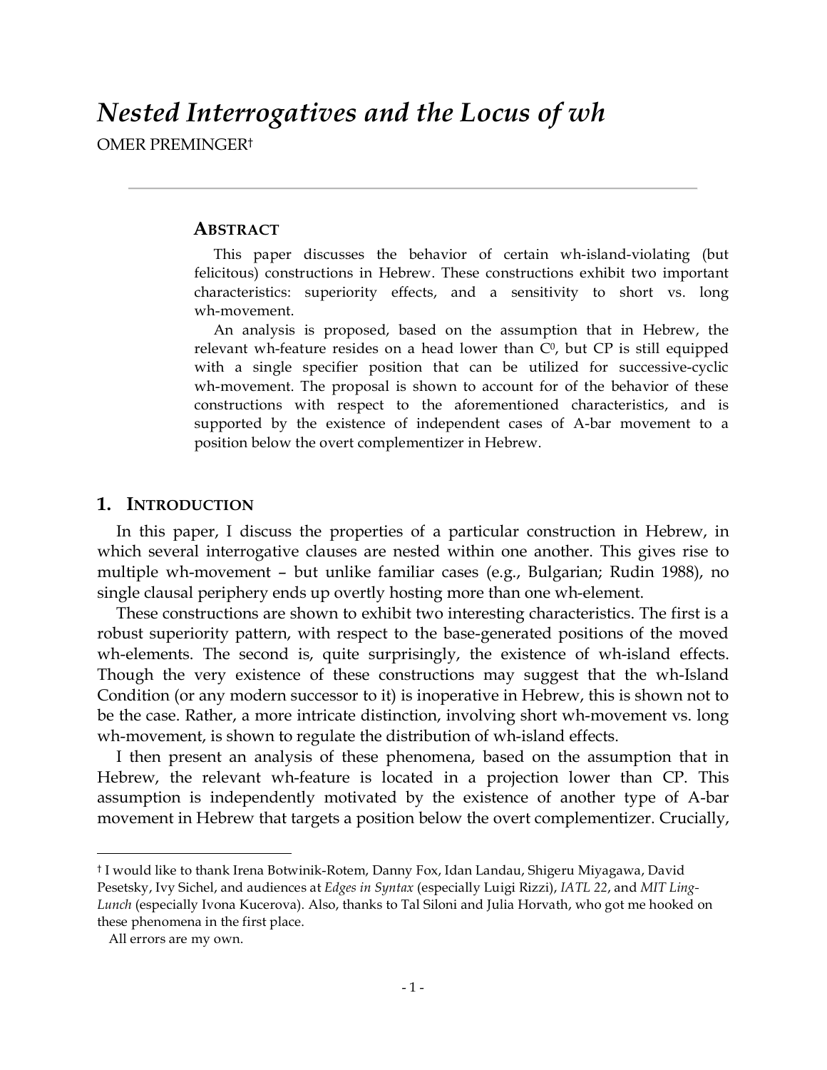# *Nested Interrogatives and the Locus of wh*

OMER PREMINGER[†]

---

## ABSTRACT

This paper discusses the behavior of certain wh-island-violating (but felicitous) constructions in Hebrew. These constructions exhibit two important characteristics: superiority effects, and a sensitivity to short vs. long wh-movement.

An analysis is proposed, based on the assumption that in Hebrew, the relevant wh-feature resides on a head lower than $C^0$, but CP is still equipped with a single specifier position that can be utilized for successive-cyclic wh-movement. The proposal is shown to account for of the behavior of these constructions with respect to the aforementioned characteristics, and is supported by the existence of independent cases of A-bar movement to a position below the overt complementizer in Hebrew.

## 1. INTRODUCTION

In this paper, I discuss the properties of a particular construction in Hebrew, in which several interrogative clauses are nested within one another. This gives rise to multiple wh-movement – but unlike familiar cases (e.g., Bulgarian; Rudin 1988), no single clausal periphery ends up overtly hosting more than one wh-element.

These constructions are shown to exhibit two interesting characteristics. The first is a robust superiority pattern, with respect to the base-generated positions of the moved wh-elements. The second is, quite surprisingly, the existence of wh-island effects. Though the very existence of these constructions may suggest that the wh-Island Condition (or any modern successor to it) is inoperative in Hebrew, this is shown not to be the case. Rather, a more intricate distinction, involving short wh-movement vs. long wh-movement, is shown to regulate the distribution of wh-island effects.

I then present an analysis of these phenomena, based on the assumption that in Hebrew, the relevant wh-feature is located in a projection lower than CP. This assumption is independently motivated by the existence of another type of A-bar movement in Hebrew that targets a position below the overt complementizer. Crucially,

---

[†] I would like to thank Irena Botwinik-Rotem, Danny Fox, Idan Landau, Shigeru Miyagawa, David Pesetsky, Ivy Sichel, and audiences at *Edges in Syntax* (especially Luigi Rizzi), *IATL 22*, and *MIT Ling-Lunch* (especially Ivona Kucerova). Also, thanks to Tal Siloni and Julia Horvath, who got me hooked on these phenomena in the first place.

All errors are my own.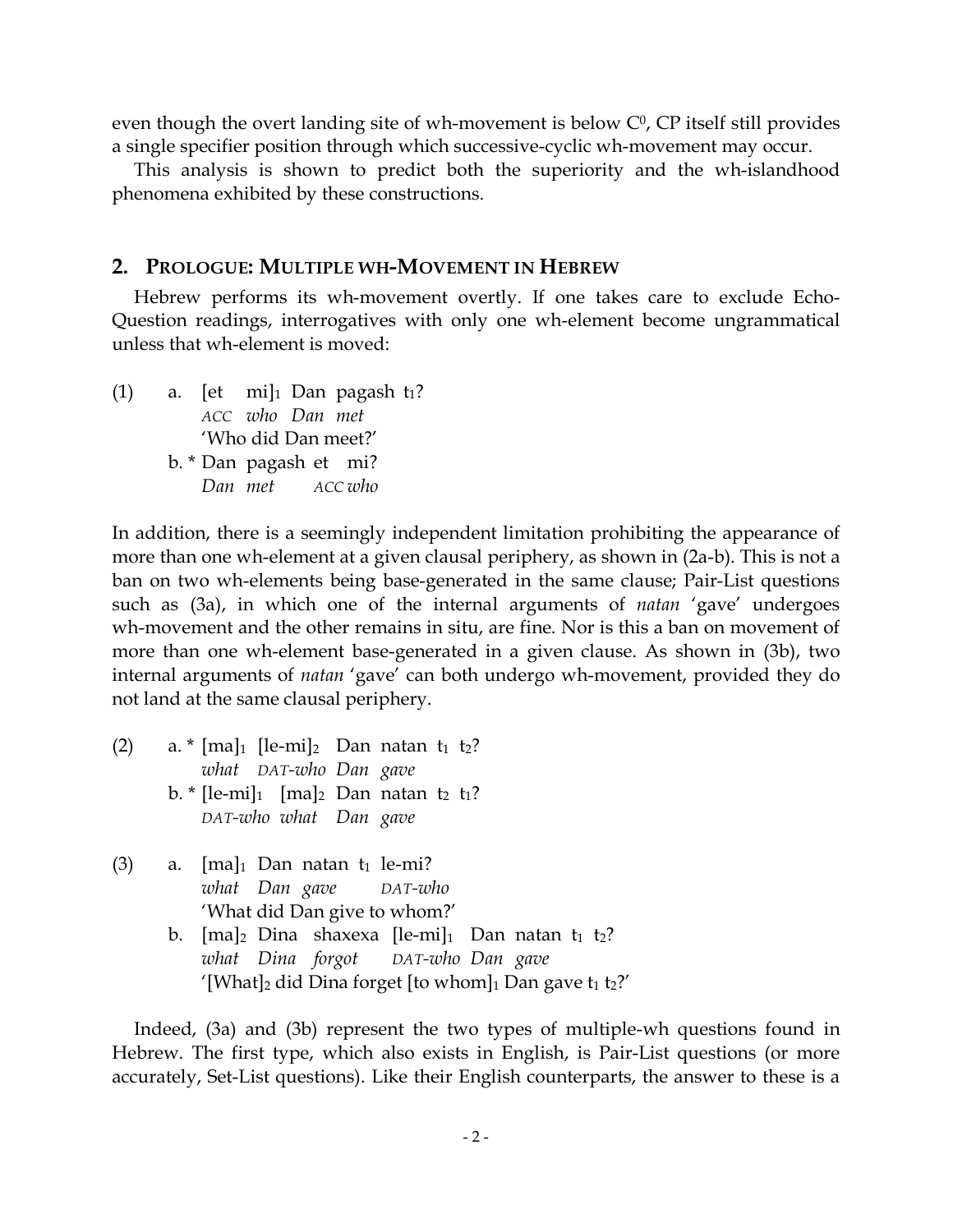even though the overt landing site of wh-movement is below $C^0$, CP itself still provides a single specifier position through which successive-cyclic wh-movement may occur.

This analysis is shown to predict both the superiority and the wh-islandhood phenomena exhibited by these constructions.

## 2. PROLOGUE: MULTIPLE WH-MOVEMENT IN HEBREW

Hebrew performs its wh-movement overtly. If one takes care to exclude Echo-Question readings, interrogatives with only one wh-element become ungrammatical unless that wh-element is moved:

(1) a. [et mi]$_1$ Dan pagash t$_1$?
   *ACC who Dan met*
   'Who did Dan meet?'
  b. * Dan pagash et mi?
   *Dan met ACC who*

In addition, there is a seemingly independent limitation prohibiting the appearance of more than one wh-element at a given clausal periphery, as shown in (2a-b). This is not a ban on two wh-elements being base-generated in the same clause; Pair-List questions such as (3a), in which one of the internal arguments of *natan* 'gave' undergoes wh-movement and the other remains in situ, are fine. Nor is this a ban on movement of more than one wh-element base-generated in a given clause. As shown in (3b), two internal arguments of *natan* 'gave' can both undergo wh-movement, provided they do not land at the same clausal periphery.

(2) a. * [ma]$_1$ [le-mi]$_2$ Dan natan t$_1$ t$_2$?
   *what DAT-who Dan gave*
  b. * [le-mi]$_1$ [ma]$_2$ Dan natan t$_2$ t$_1$?
   *DAT-who what Dan gave*

(3) a. [ma]$_1$ Dan natan t$_1$ le-mi?
   *what Dan gave DAT-who*
   'What did Dan give to whom?'
  b. [ma]$_2$ Dina shaxexa [le-mi]$_1$ Dan natan t$_1$ t$_2$?
   *what Dina forgot DAT-who Dan gave*
   '[What]$_2$ did Dina forget [to whom]$_1$ Dan gave t$_1$ t$_2$?'

Indeed, (3a) and (3b) represent the two types of multiple-wh questions found in Hebrew. The first type, which also exists in English, is Pair-List questions (or more accurately, Set-List questions). Like their English counterparts, the answer to these is a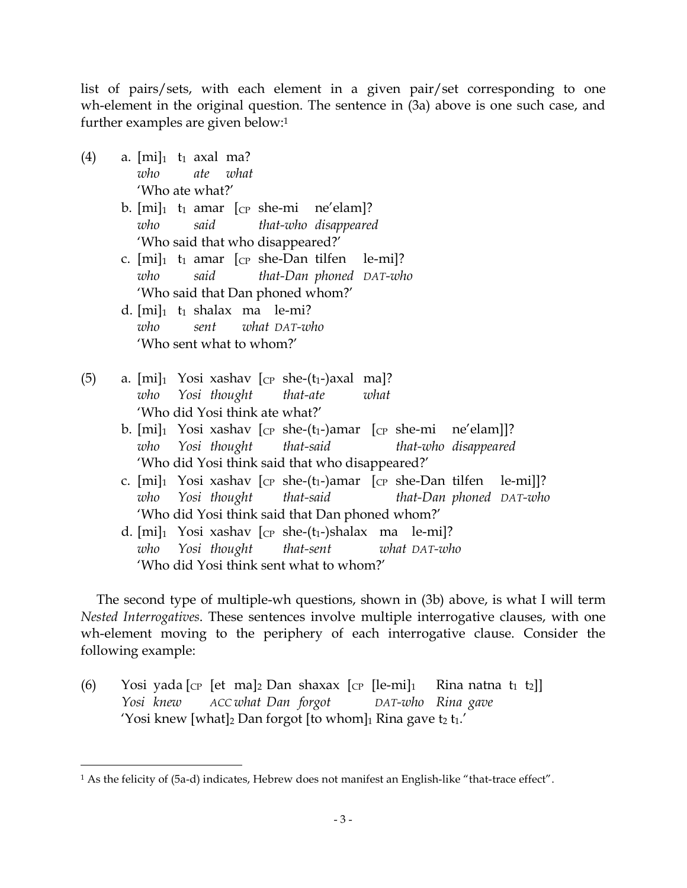list of pairs/sets, with each element in a given pair/set corresponding to one wh-element in the original question. The sentence in (3a) above is one such case, and further examples are given below:[1]

(4) a. [mi]$_1$ t$_1$ axal ma?
*who ate what*
'Who ate what?'

b. [mi]$_1$ t$_1$ amar [$_{CP}$ she-mi ne'elam]?
*who said that-who disappeared*
'Who said that who disappeared?'

c. [mi]$_1$ t$_1$ amar [$_{CP}$ she-Dan tilfen le-mi]?
*who said that-Dan phoned DAT-who*
'Who said that Dan phoned whom?'

d. [mi]$_1$ t$_1$ shalax ma le-mi?
*who sent what DAT-who*
'Who sent what to whom?'

(5) a. [mi]$_1$ Yosi xashav [$_{CP}$ she-(t$_1$-)axal ma]?
*who Yosi thought that-ate what*
'Who did Yosi think ate what?'

b. [mi]$_1$ Yosi xashav [$_{CP}$ she-(t$_1$-)amar [$_{CP}$ she-mi ne'elam]]?
*who Yosi thought that-said that-who disappeared*
'Who did Yosi think said that who disappeared?'

c. [mi]$_1$ Yosi xashav [$_{CP}$ she-(t$_1$-)amar [$_{CP}$ she-Dan tilfen le-mi]]?
*who Yosi thought that-said that-Dan phoned DAT-who*
'Who did Yosi think said that Dan phoned whom?'

d. [mi]$_1$ Yosi xashav [$_{CP}$ she-(t$_1$-)shalax ma le-mi]?
*who Yosi thought that-sent what DAT-who*
'Who did Yosi think sent what to whom?'

The second type of multiple-wh questions, shown in (3b) above, is what I will term *Nested Interrogatives*. These sentences involve multiple interrogative clauses, with one wh-element moving to the periphery of each interrogative clause. Consider the following example:

(6) Yosi yada [$_{CP}$ [et ma]$_2$ Dan shaxax [$_{CP}$ [le-mi]$_1$ Rina natna t$_1$ t$_2$]]
*Yosi knew ACC what Dan forgot DAT-who Rina gave*
'Yosi knew [what]$_2$ Dan forgot [to whom]$_1$ Rina gave t$_2$ t$_1$.'

---

[1] As the felicity of (5a-d) indicates, Hebrew does not manifest an English-like "that-trace effect".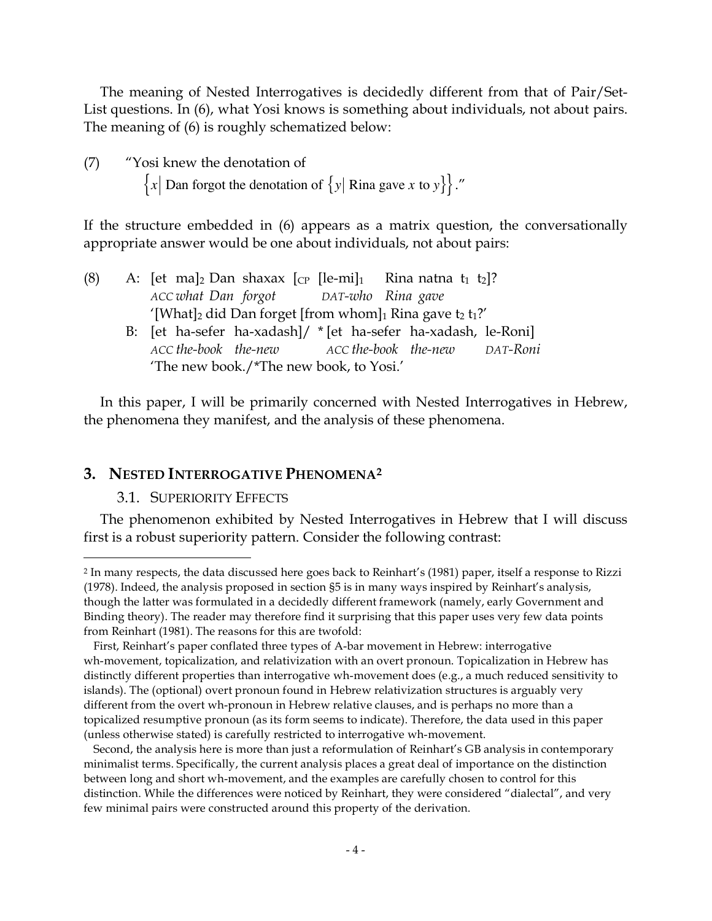The meaning of Nested Interrogatives is decidedly different from that of Pair/Set-List questions. In (6), what Yosi knows is something about individuals, not about pairs. The meaning of (6) is roughly schematized below:

(7) "Yosi knew the denotation of
$\left\{x \middle| \text{ Dan forgot the denotation of } \left\{y \middle| \text{ Rina gave } x \text{ to } y\right\}\right\}$."

If the structure embedded in (6) appears as a matrix question, the conversationally appropriate answer would be one about individuals, not about pairs:

(8) A: [et ma]$_2$ Dan shaxax [$_{CP}$ [le-mi]$_1$ Rina natna t$_1$ t$_2$]?
*ACC what Dan forgot DAT-who Rina gave*
'[What]$_2$ did Dan forget [from whom]$_1$ Rina gave t$_2$ t$_1$?'

B: [et ha-sefer ha-xadash]/ *[et ha-sefer ha-xadash, le-Roni]
*ACC the-book the-new ACC the-book the-new DAT-Roni*
'The new book./*The new book, to Yosi.'

In this paper, I will be primarily concerned with Nested Interrogatives in Hebrew, the phenomena they manifest, and the analysis of these phenomena.

## 3. NESTED INTERROGATIVE PHENOMENA[2]

### 3.1. SUPERIORITY EFFECTS

The phenomenon exhibited by Nested Interrogatives in Hebrew that I will discuss first is a robust superiority pattern. Consider the following contrast:

---

[2] In many respects, the data discussed here goes back to Reinhart's (1981) paper, itself a response to Rizzi (1978). Indeed, the analysis proposed in section §5 is in many ways inspired by Reinhart's analysis, though the latter was formulated in a decidedly different framework (namely, early Government and Binding theory). The reader may therefore find it surprising that this paper uses very few data points from Reinhart (1981). The reasons for this are twofold:

First, Reinhart's paper conflated three types of A-bar movement in Hebrew: interrogative wh-movement, topicalization, and relativization with an overt pronoun. Topicalization in Hebrew has distinctly different properties than interrogative wh-movement does (e.g., a much reduced sensitivity to islands). The (optional) overt pronoun found in Hebrew relativization structures is arguably very different from the overt wh-pronoun in Hebrew relative clauses, and is perhaps no more than a topicalized resumptive pronoun (as its form seems to indicate). Therefore, the data used in this paper (unless otherwise stated) is carefully restricted to interrogative wh-movement.

Second, the analysis here is more than just a reformulation of Reinhart's GB analysis in contemporary minimalist terms. Specifically, the current analysis places a great deal of importance on the distinction between long and short wh-movement, and the examples are carefully chosen to control for this distinction. While the differences were noticed by Reinhart, they were considered "dialectal", and very few minimal pairs were constructed around this property of the derivation.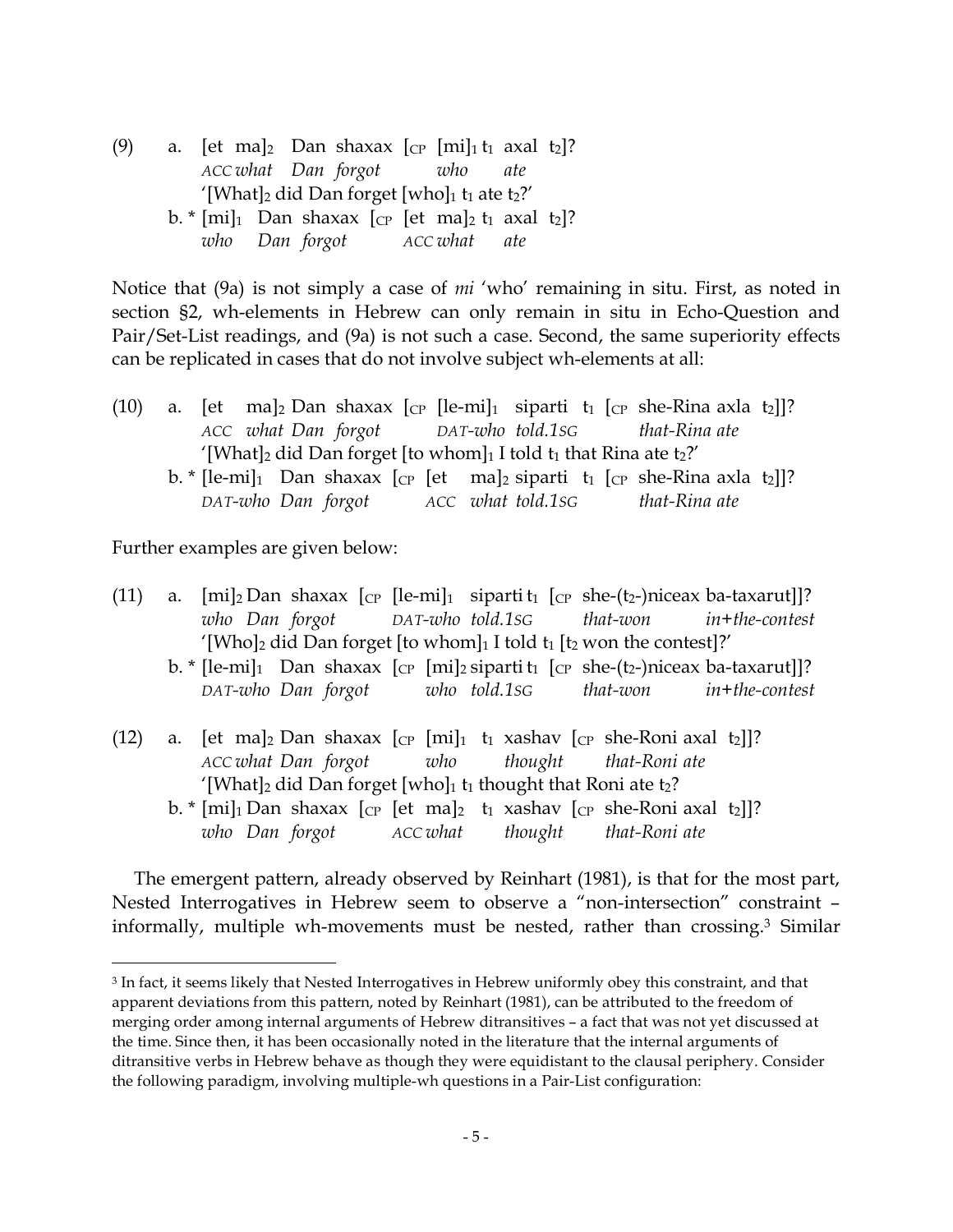(9) a. [et ma]$_2$ Dan shaxax [$_{CP}$ [mi]$_1$ t$_1$ axal t$_2$]?
*ACC what Dan forgot who ate*
'[What]$_2$ did Dan forget [who]$_1$ t$_1$ ate t$_2$?'

b. * [mi]$_1$ Dan shaxax [$_{CP}$ [et ma]$_2$ t$_1$ axal t$_2$]?
*who Dan forgot ACC what ate*

Notice that (9a) is not simply a case of *mi* 'who' remaining in situ. First, as noted in section §2, wh-elements in Hebrew can only remain in situ in Echo-Question and Pair/Set-List readings, and (9a) is not such a case. Second, the same superiority effects can be replicated in cases that do not involve subject wh-elements at all:

(10) a. [et ma]$_2$ Dan shaxax [$_{CP}$ [le-mi]$_1$ siparti t$_1$ [$_{CP}$ she-Rina axla t$_2$]]?
*ACC what Dan forgot DAT-who told.1SG that-Rina ate*
'[What]$_2$ did Dan forget [to whom]$_1$ I told t$_1$ that Rina ate t$_2$?'

b. * [le-mi]$_1$ Dan shaxax [$_{CP}$ [et ma]$_2$ siparti t$_1$ [$_{CP}$ she-Rina axla t$_2$]]?
*DAT-who Dan forgot ACC what told.1SG that-Rina ate*

Further examples are given below:

(11) a. [mi]$_2$ Dan shaxax [$_{CP}$ [le-mi]$_1$ siparti t$_1$ [$_{CP}$ she-(t$_2$-)niceax ba-taxarut]]?
*who Dan forgot DAT-who told.1SG that-won in+the-contest*
'[Who]$_2$ did Dan forget [to whom]$_1$ I told t$_1$ [t$_2$ won the contest]?'

b. * [le-mi]$_1$ Dan shaxax [$_{CP}$ [mi]$_2$ siparti t$_1$ [$_{CP}$ she-(t$_2$-)niceax ba-taxarut]]?
*DAT-who Dan forgot who told.1SG that-won in+the-contest*

(12) a. [et ma]$_2$ Dan shaxax [$_{CP}$ [mi]$_1$ t$_1$ xashav [$_{CP}$ she-Roni axal t$_2$]]?
*ACC what Dan forgot who thought that-Roni ate*
'[What]$_2$ did Dan forget [who]$_1$ t$_1$ thought that Roni ate t$_2$?

b. * [mi]$_1$ Dan shaxax [$_{CP}$ [et ma]$_2$ t$_1$ xashav [$_{CP}$ she-Roni axal t$_2$]]?
*who Dan forgot ACC what thought that-Roni ate*

The emergent pattern, already observed by Reinhart (1981), is that for the most part, Nested Interrogatives in Hebrew seem to observe a "non-intersection" constraint – informally, multiple wh-movements must be nested, rather than crossing.[3] Similar

---

[3] In fact, it seems likely that Nested Interrogatives in Hebrew uniformly obey this constraint, and that apparent deviations from this pattern, noted by Reinhart (1981), can be attributed to the freedom of merging order among internal arguments of Hebrew ditransitives – a fact that was not yet discussed at the time. Since then, it has been occasionally noted in the literature that the internal arguments of ditransitive verbs in Hebrew behave as though they were equidistant to the clausal periphery. Consider the following paradigm, involving multiple-wh questions in a Pair-List configuration: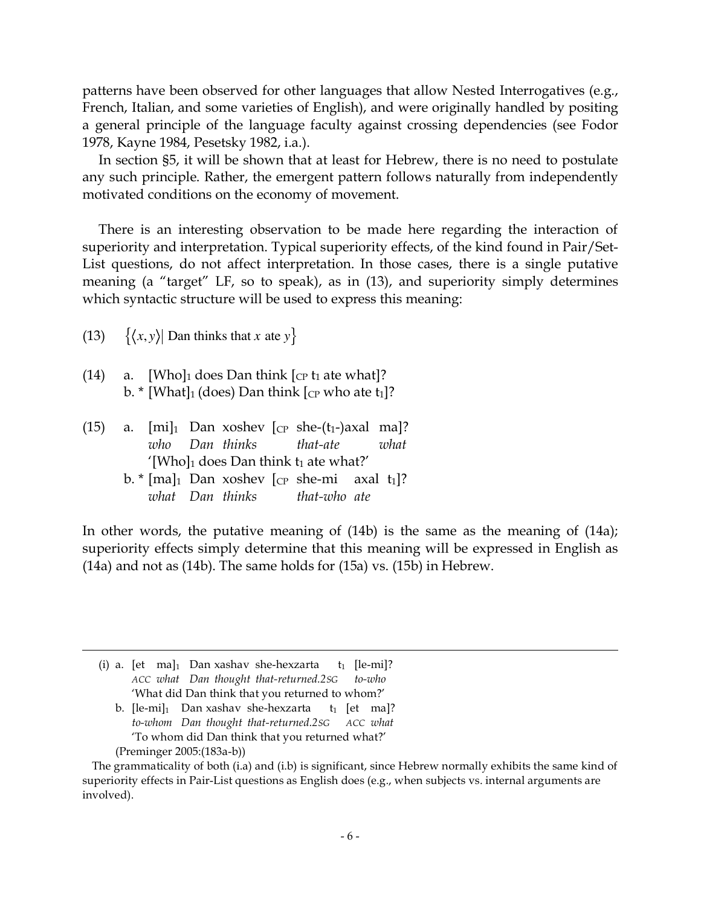patterns have been observed for other languages that allow Nested Interrogatives (e.g., French, Italian, and some varieties of English), and were originally handled by positing a general principle of the language faculty against crossing dependencies (see Fodor 1978, Kayne 1984, Pesetsky 1982, i.a.).

In section §5, it will be shown that at least for Hebrew, there is no need to postulate any such principle. Rather, the emergent pattern follows naturally from independently motivated conditions on the economy of movement.

There is an interesting observation to be made here regarding the interaction of superiority and interpretation. Typical superiority effects, of the kind found in Pair/Set-List questions, do not affect interpretation. In those cases, there is a single putative meaning (a "target" LF, so to speak), as in (13), and superiority simply determines which syntactic structure will be used to express this meaning:

(13) $\{\langle x, y\rangle |$ Dan thinks that $x$ ate $y\}$

(14) a. [Who]$_1$ does Dan think [$_{CP}$ t$_1$ ate what]?
 b. * [What]$_1$ (does) Dan think [$_{CP}$ who ate t$_1$]?

(15) a. [mi]$_1$ Dan xoshev [$_{CP}$ she-(t$_1$-)axal ma]?
 *who Dan thinks that-ate what*
 '[Who]$_1$ does Dan think t$_1$ ate what?'
 b. * [ma]$_1$ Dan xoshev [$_{CP}$ she-mi axal t$_1$]?
 *what Dan thinks that-who ate*

In other words, the putative meaning of (14b) is the same as the meaning of (14a); superiority effects simply determine that this meaning will be expressed in English as (14a) and not as (14b). The same holds for (15a) vs. (15b) in Hebrew.

---

(i) a. [et ma]$_1$ Dan xashav she-hexzarta t$_1$ [le-mi]?
 *ACC what Dan thought that-returned.2SG to-who*
 'What did Dan think that you returned to whom?'
 b. [le-mi]$_1$ Dan xashav she-hexzarta t$_1$ [et ma]?
 *to-whom Dan thought that-returned.2SG ACC what*
 'To whom did Dan think that you returned what?'
 (Preminger 2005:(183a-b))

The grammaticality of both (i.a) and (i.b) is significant, since Hebrew normally exhibits the same kind of superiority effects in Pair-List questions as English does (e.g., when subjects vs. internal arguments are involved).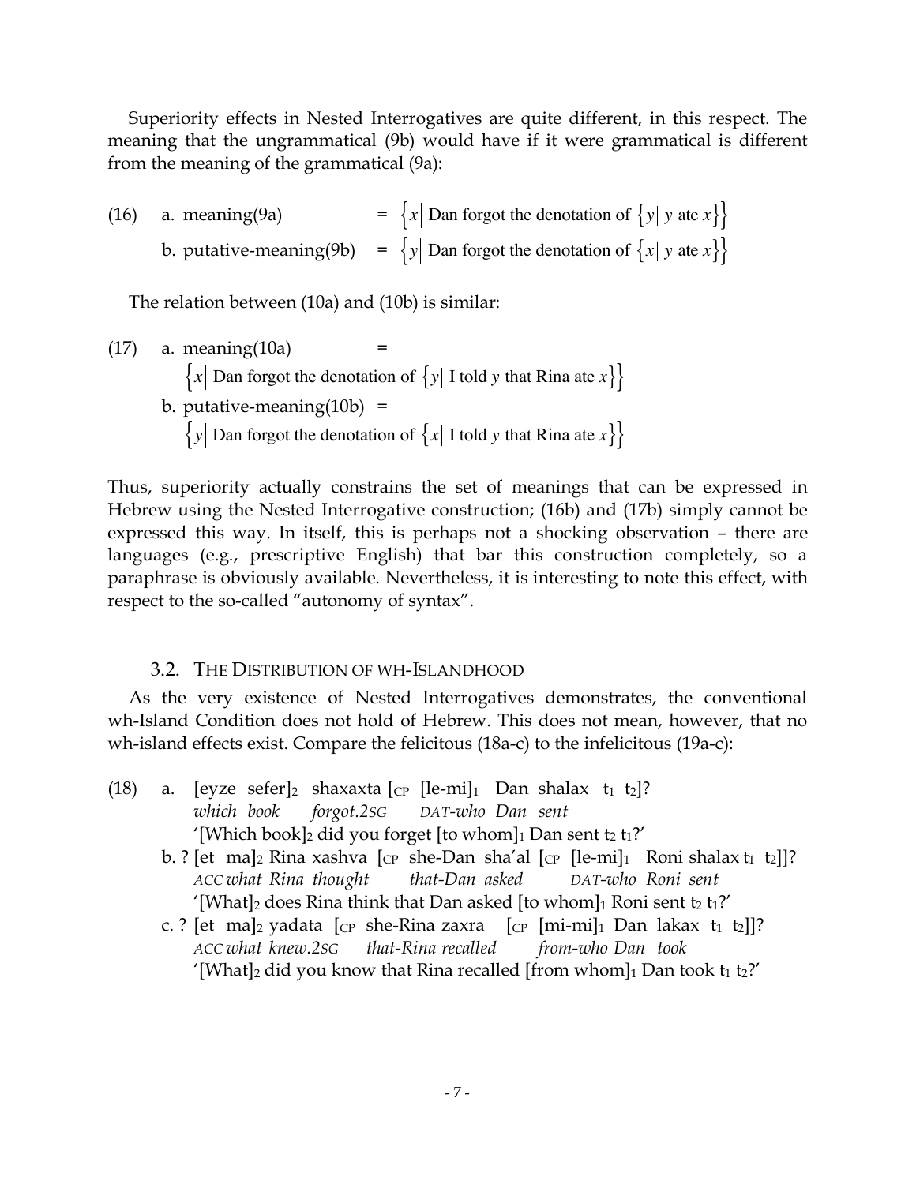Superiority effects in Nested Interrogatives are quite different, in this respect. The meaning that the ungrammatical (9b) would have if it were grammatical is different from the meaning of the grammatical (9a):

(16) a. meaning(9a) $= \{x \mid \text{Dan forgot the denotation of } \{y \mid y \text{ ate } x\}\}$

b. putative-meaning(9b) $= \{y \mid \text{Dan forgot the denotation of } \{x \mid y \text{ ate } x\}\}$

The relation between (10a) and (10b) is similar:

(17) a. meaning(10a) =

$\{x \mid \text{Dan forgot the denotation of } \{y \mid \text{I told } y \text{ that Rina ate } x\}\}$

b. putative-meaning(10b) =

$\{y \mid \text{Dan forgot the denotation of } \{x \mid \text{I told } y \text{ that Rina ate } x\}\}$

Thus, superiority actually constrains the set of meanings that can be expressed in Hebrew using the Nested Interrogative construction; (16b) and (17b) simply cannot be expressed this way. In itself, this is perhaps not a shocking observation – there are languages (e.g., prescriptive English) that bar this construction completely, so a paraphrase is obviously available. Nevertheless, it is interesting to note this effect, with respect to the so-called "autonomy of syntax".

### 3.2. The Distribution of wh-Islandhood

As the very existence of Nested Interrogatives demonstrates, the conventional wh-Island Condition does not hold of Hebrew. This does not mean, however, that no wh-island effects exist. Compare the felicitous (18a-c) to the infelicitous (19a-c):

(18) a. [eyze sefer]$_2$ shaxaxta [$_{CP}$ [le-mi]$_1$ Dan shalax $t_1$ $t_2$]?
*which book forgot.2SG DAT-who Dan sent*
'[Which book]$_2$ did you forget [to whom]$_1$ Dan sent $t_2$ $t_1$?'

b. ? [et ma]$_2$ Rina xashva [$_{CP}$ she-Dan sha'al [$_{CP}$ [le-mi]$_1$ Roni shalax $t_1$ $t_2$]]?
*ACC what Rina thought that-Dan asked DAT-who Roni sent*
'[What]$_2$ does Rina think that Dan asked [to whom]$_1$ Roni sent $t_2$ $t_1$?'

c. ? [et ma]$_2$ yadata [$_{CP}$ she-Rina zaxra [$_{CP}$ [mi-mi]$_1$ Dan lakax $t_1$ $t_2$]]?
*ACC what knew.2SG that-Rina recalled from-who Dan took*
'[What]$_2$ did you know that Rina recalled [from whom]$_1$ Dan took $t_1$ $t_2$?'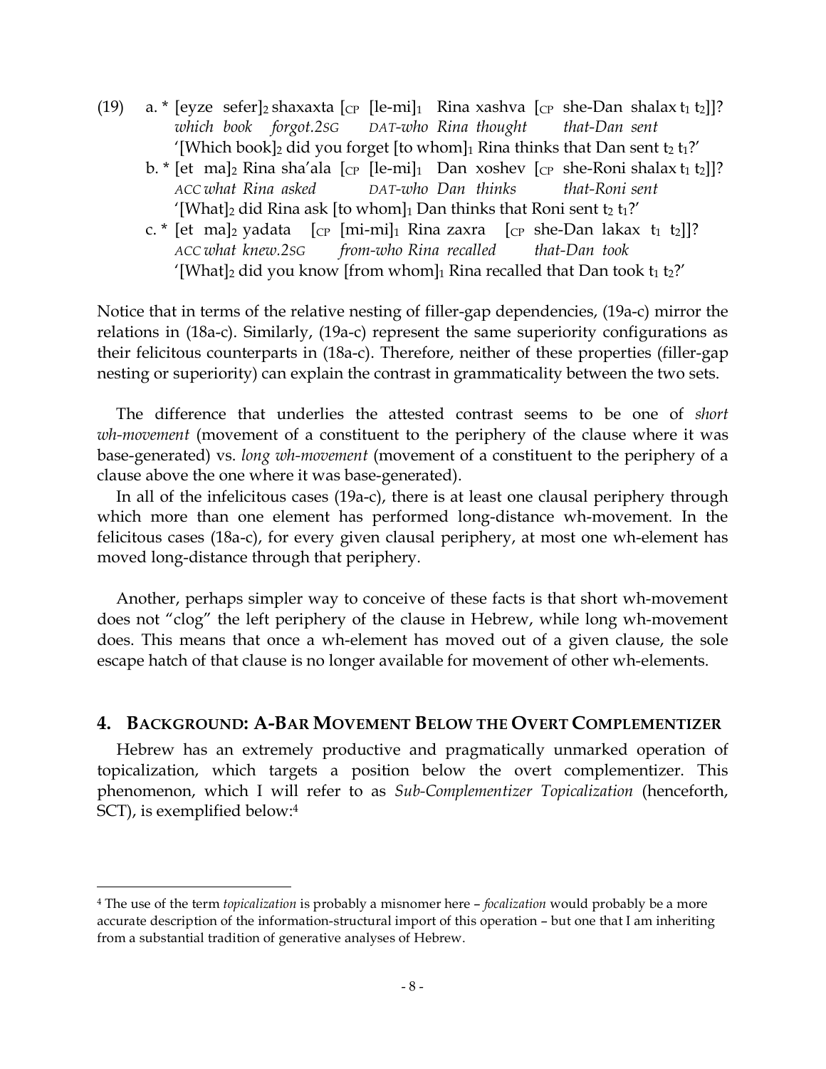(19) a. * [eyze sefer]$_2$ shaxaxta [$_{CP}$ [le-mi]$_1$ Rina xashva [$_{CP}$ she-Dan shalax t$_1$ t$_2$]]?
*which book forgot.2SG DAT-who Rina thought that-Dan sent*
'[Which book]$_2$ did you forget [to whom]$_1$ Rina thinks that Dan sent t$_2$ t$_1$?'

b. * [et ma]$_2$ Rina sha'ala [$_{CP}$ [le-mi]$_1$ Dan xoshev [$_{CP}$ she-Roni shalax t$_1$ t$_2$]]?
*ACC what Rina asked DAT-who Dan thinks that-Roni sent*
'[What]$_2$ did Rina ask [to whom]$_1$ Dan thinks that Roni sent t$_2$ t$_1$?'

c. * [et ma]$_2$ yadata [$_{CP}$ [mi-mi]$_1$ Rina zaxra [$_{CP}$ she-Dan lakax t$_1$ t$_2$]]?
*ACC what knew.2SG from-who Rina recalled that-Dan took*
'[What]$_2$ did you know [from whom]$_1$ Rina recalled that Dan took t$_1$ t$_2$?'

Notice that in terms of the relative nesting of filler-gap dependencies, (19a-c) mirror the relations in (18a-c). Similarly, (19a-c) represent the same superiority configurations as their felicitous counterparts in (18a-c). Therefore, neither of these properties (filler-gap nesting or superiority) can explain the contrast in grammaticality between the two sets.

The difference that underlies the attested contrast seems to be one of *short wh-movement* (movement of a constituent to the periphery of the clause where it was base-generated) vs. *long wh-movement* (movement of a constituent to the periphery of a clause above the one where it was base-generated).

In all of the infelicitous cases (19a-c), there is at least one clausal periphery through which more than one element has performed long-distance wh-movement. In the felicitous cases (18a-c), for every given clausal periphery, at most one wh-element has moved long-distance through that periphery.

Another, perhaps simpler way to conceive of these facts is that short wh-movement does not "clog" the left periphery of the clause in Hebrew, while long wh-movement does. This means that once a wh-element has moved out of a given clause, the sole escape hatch of that clause is no longer available for movement of other wh-elements.

## 4. Background: A-Bar Movement Below the Overt Complementizer

Hebrew has an extremely productive and pragmatically unmarked operation of topicalization, which targets a position below the overt complementizer. This phenomenon, which I will refer to as *Sub-Complementizer Topicalization* (henceforth, SCT), is exemplified below:[4]

[4] The use of the term *topicalization* is probably a misnomer here – *focalization* would probably be a more accurate description of the information-structural import of this operation – but one that I am inheriting from a substantial tradition of generative analyses of Hebrew.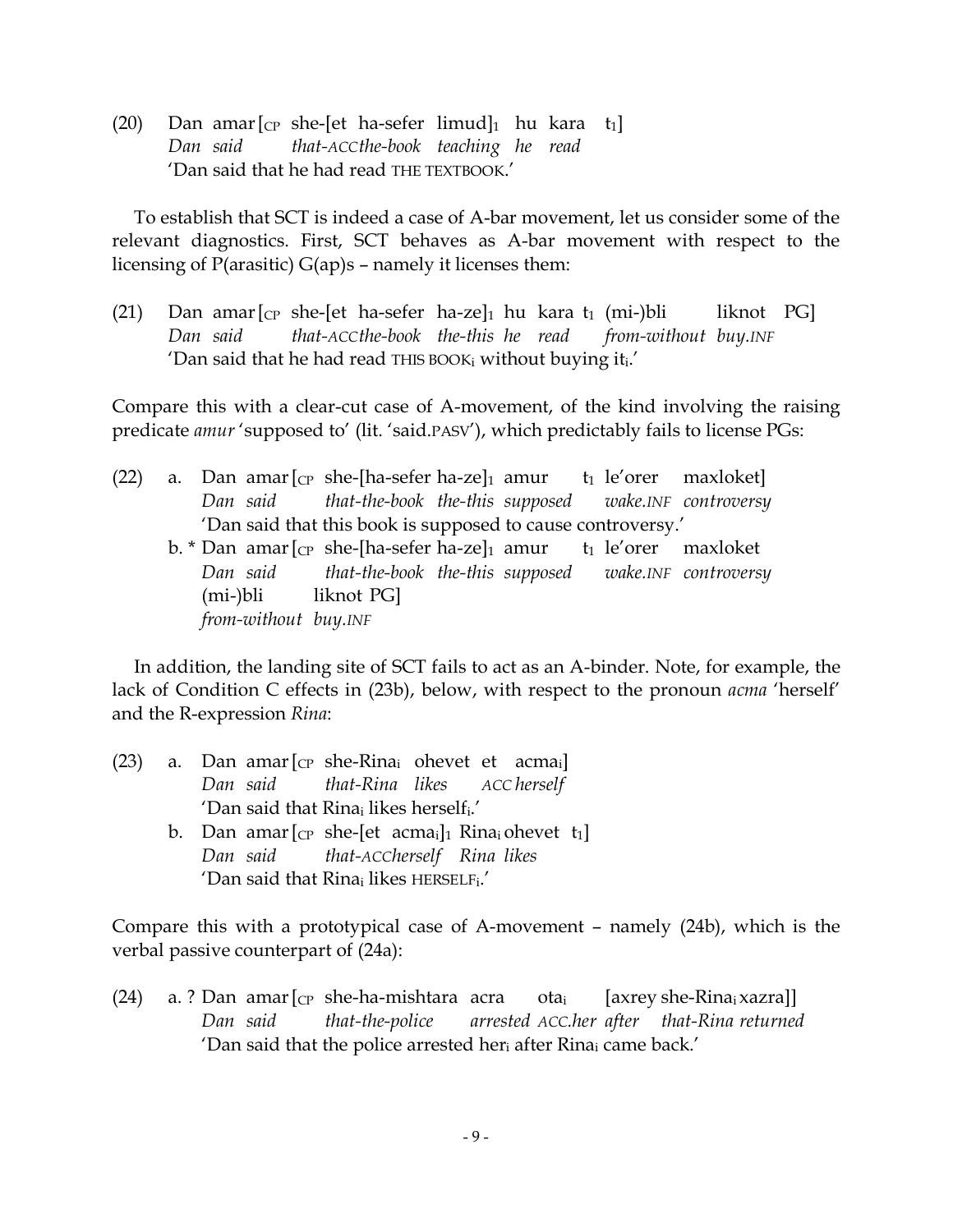(20) Dan amar [$_{CP}$ she-[et ha-sefer limud]$_1$ hu kara t$_1$]
*Dan said that-*ACC*the-book teaching he read*
'Dan said that he had read THE TEXTBOOK.'

To establish that SCT is indeed a case of A-bar movement, let us consider some of the relevant diagnostics. First, SCT behaves as A-bar movement with respect to the licensing of P(arasitic) G(ap)s – namely it licenses them:

(21) Dan amar [$_{CP}$ she-[et ha-sefer ha-ze]$_1$ hu kara t$_1$ (mi-)bli liknot PG]
*Dan said that-*ACC*the-book the-this he read from-without buy.*INF
'Dan said that he had read THIS BOOK$_i$ without buying it$_i$.'

Compare this with a clear-cut case of A-movement, of the kind involving the raising predicate *amur* 'supposed to' (lit. 'said.PASV'), which predictably fails to license PGs:

(22) a. Dan amar [$_{CP}$ she-[ha-sefer ha-ze]$_1$ amur t$_1$ le'orer maxloket]
*Dan said that-the-book the-this supposed wake.*INF *controversy*
'Dan said that this book is supposed to cause controversy.'
b. * Dan amar [$_{CP}$ she-[ha-sefer ha-ze]$_1$ amur t$_1$ le'orer maxloket (mi-)bli liknot PG]
*Dan said that-the-book the-this supposed wake.*INF *controversy from-without buy.*INF

In addition, the landing site of SCT fails to act as an A-binder. Note, for example, the lack of Condition C effects in (23b), below, with respect to the pronoun *acma* 'herself' and the R-expression *Rina*:

(23) a. Dan amar [$_{CP}$ she-Rina$_i$ ohevet et acma$_i$]
*Dan said that-Rina likes* ACC *herself*
'Dan said that Rina$_i$ likes herself$_i$.'
b. Dan amar [$_{CP}$ she-[et acma$_i$]$_1$ Rina$_i$ ohevet t$_1$]
*Dan said that-*ACC*herself Rina likes*
'Dan said that Rina$_i$ likes HERSELF$_i$.'

Compare this with a prototypical case of A-movement – namely (24b), which is the verbal passive counterpart of (24a):

(24) a. ? Dan amar [$_{CP}$ she-ha-mishtara acra ota$_i$ [axrey she-Rina$_i$ xazra]]
*Dan said that-the-police arrested* ACC*.her after that-Rina returned*
'Dan said that the police arrested her$_i$ after Rina$_i$ came back.'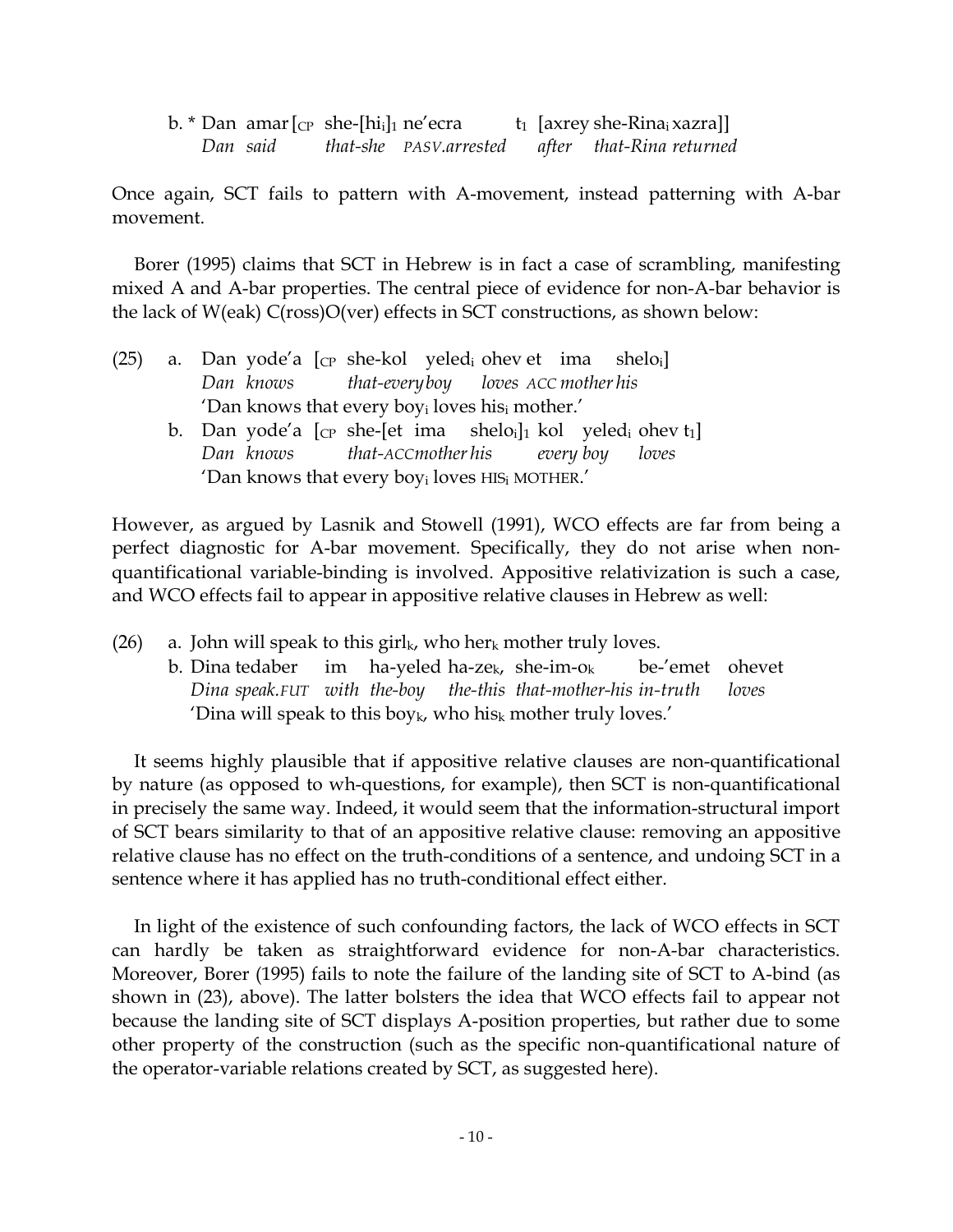b. * Dan amar [$_{CP}$ she-[hi$_i$]$_1$ ne'ecra t$_1$ [axrey she-Rina$_i$ xazra]]
   *Dan said that-she PASV.arrested after that-Rina returned*

Once again, SCT fails to pattern with A-movement, instead patterning with A-bar movement.

Borer (1995) claims that SCT in Hebrew is in fact a case of scrambling, manifesting mixed A and A-bar properties. The central piece of evidence for non-A-bar behavior is the lack of W(eak) C(ross)O(ver) effects in SCT constructions, as shown below:

(25) a. Dan yode'a [$_{CP}$ she-kol yeled$_i$ ohev et ima shelo$_i$]
   *Dan knows that-every boy loves ACC mother his*
   'Dan knows that every boy$_i$ loves his$_i$ mother.'
  b. Dan yode'a [$_{CP}$ she-[et ima shelo$_i$]$_1$ kol yeled$_i$ ohev t$_1$]
   *Dan knows that-ACC mother his every boy loves*
   'Dan knows that every boy$_i$ loves HIS$_i$ MOTHER.'

However, as argued by Lasnik and Stowell (1991), WCO effects are far from being a perfect diagnostic for A-bar movement. Specifically, they do not arise when non-quantificational variable-binding is involved. Appositive relativization is such a case, and WCO effects fail to appear in appositive relative clauses in Hebrew as well:

(26) a. John will speak to this girl$_k$, who her$_k$ mother truly loves.
  b. Dina tedaber im ha-yeled ha-ze$_k$, she-im-o$_k$ be-'emet ohevet
   *Dina speak.FUT with the-boy the-this that-mother-his in-truth loves*
   'Dina will speak to this boy$_k$, who his$_k$ mother truly loves.'

It seems highly plausible that if appositive relative clauses are non-quantificational by nature (as opposed to wh-questions, for example), then SCT is non-quantificational in precisely the same way. Indeed, it would seem that the information-structural import of SCT bears similarity to that of an appositive relative clause: removing an appositive relative clause has no effect on the truth-conditions of a sentence, and undoing SCT in a sentence where it has applied has no truth-conditional effect either.

In light of the existence of such confounding factors, the lack of WCO effects in SCT can hardly be taken as straightforward evidence for non-A-bar characteristics. Moreover, Borer (1995) fails to note the failure of the landing site of SCT to A-bind (as shown in (23), above). The latter bolsters the idea that WCO effects fail to appear not because the landing site of SCT displays A-position properties, but rather due to some other property of the construction (such as the specific non-quantificational nature of the operator-variable relations created by SCT, as suggested here).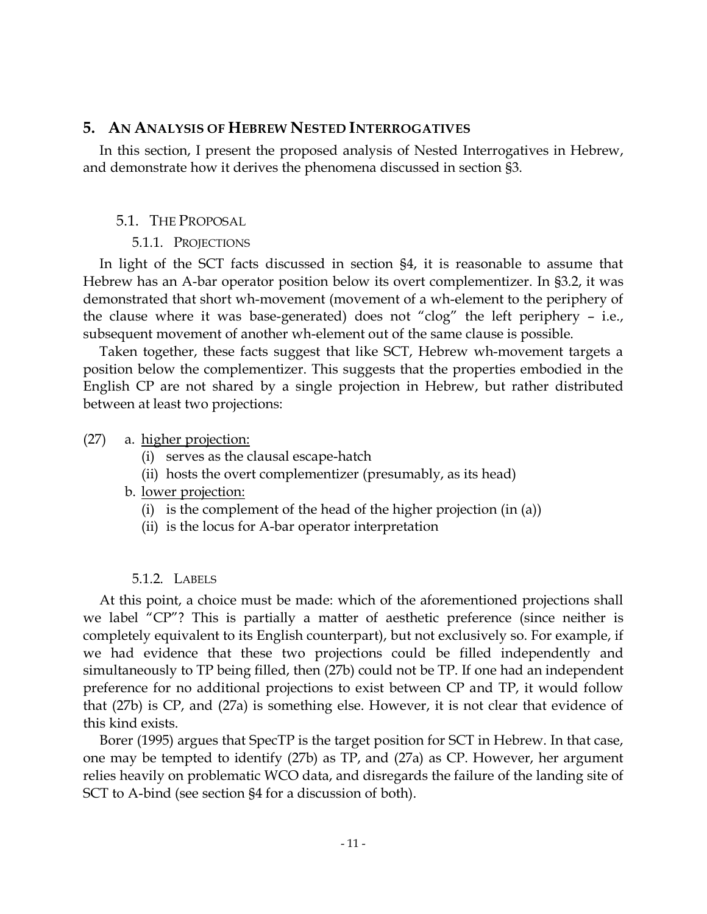## 5. An Analysis of Hebrew Nested Interrogatives

In this section, I present the proposed analysis of Nested Interrogatives in Hebrew, and demonstrate how it derives the phenomena discussed in section §3.

### 5.1. The Proposal

#### 5.1.1. Projections

In light of the SCT facts discussed in section §4, it is reasonable to assume that Hebrew has an A-bar operator position below its overt complementizer. In §3.2, it was demonstrated that short wh-movement (movement of a wh-element to the periphery of the clause where it was base-generated) does not "clog" the left periphery – i.e., subsequent movement of another wh-element out of the same clause is possible.

Taken together, these facts suggest that like SCT, Hebrew wh-movement targets a position below the complementizer. This suggests that the properties embodied in the English CP are not shared by a single projection in Hebrew, but rather distributed between at least two projections:

(27) a. <u>higher projection:</u>
  (i) serves as the clausal escape-hatch
  (ii) hosts the overt complementizer (presumably, as its head)
 b. <u>lower projection:</u>
  (i) is the complement of the head of the higher projection (in (a))
  (ii) is the locus for A-bar operator interpretation

#### 5.1.2. Labels

At this point, a choice must be made: which of the aforementioned projections shall we label "CP"? This is partially a matter of aesthetic preference (since neither is completely equivalent to its English counterpart), but not exclusively so. For example, if we had evidence that these two projections could be filled independently and simultaneously to TP being filled, then (27b) could not be TP. If one had an independent preference for no additional projections to exist between CP and TP, it would follow that (27b) is CP, and (27a) is something else. However, it is not clear that evidence of this kind exists.

Borer (1995) argues that SpecTP is the target position for SCT in Hebrew. In that case, one may be tempted to identify (27b) as TP, and (27a) as CP. However, her argument relies heavily on problematic WCO data, and disregards the failure of the landing site of SCT to A-bind (see section §4 for a discussion of both).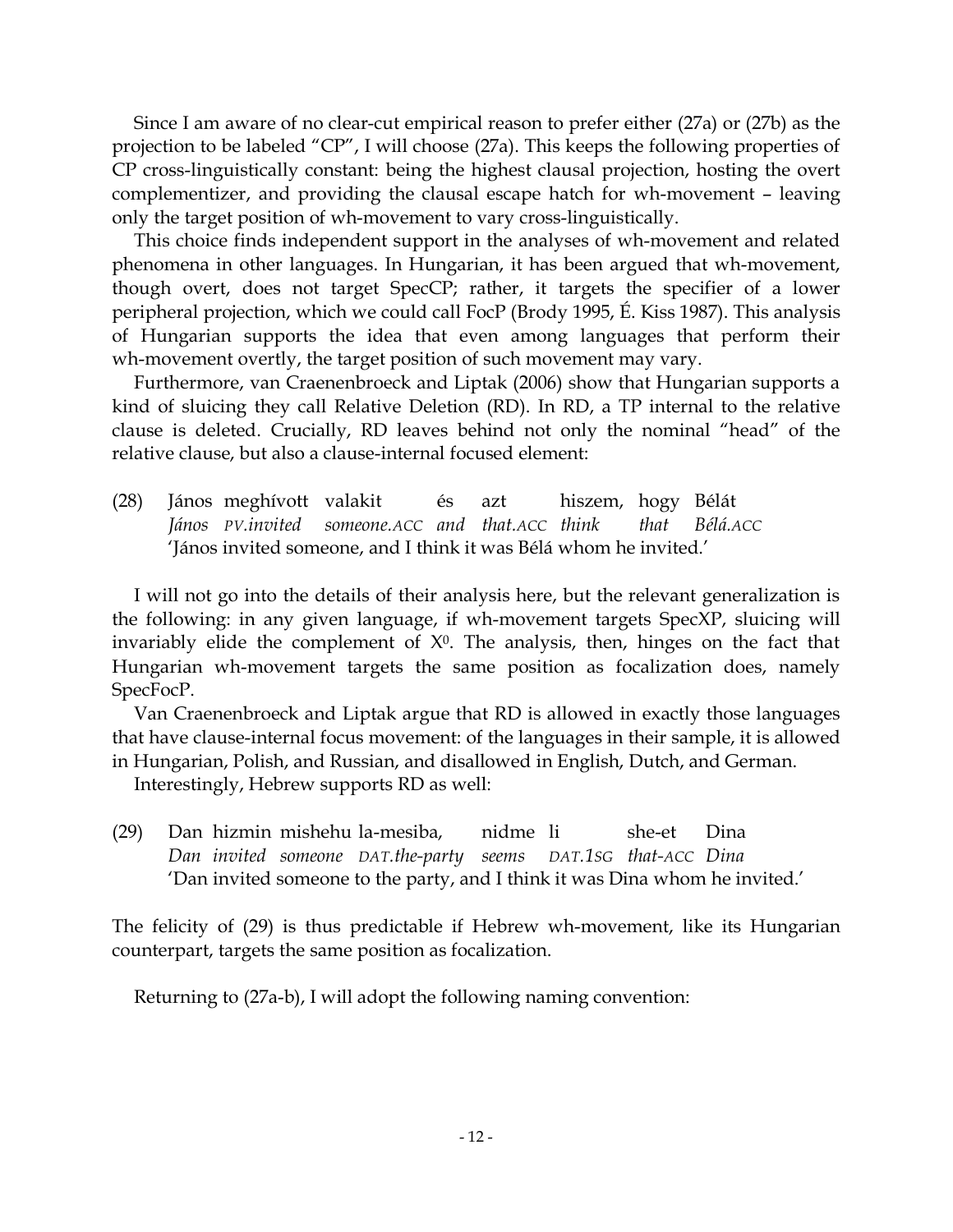Since I am aware of no clear-cut empirical reason to prefer either (27a) or (27b) as the projection to be labeled "CP", I will choose (27a). This keeps the following properties of CP cross-linguistically constant: being the highest clausal projection, hosting the overt complementizer, and providing the clausal escape hatch for wh-movement – leaving only the target position of wh-movement to vary cross-linguistically.

This choice finds independent support in the analyses of wh-movement and related phenomena in other languages. In Hungarian, it has been argued that wh-movement, though overt, does not target SpecCP; rather, it targets the specifier of a lower peripheral projection, which we could call FocP (Brody 1995, É. Kiss 1987). This analysis of Hungarian supports the idea that even among languages that perform their wh-movement overtly, the target position of such movement may vary.

Furthermore, van Craenenbroeck and Liptak (2006) show that Hungarian supports a kind of sluicing they call Relative Deletion (RD). In RD, a TP internal to the relative clause is deleted. Crucially, RD leaves behind not only the nominal "head" of the relative clause, but also a clause-internal focused element:

(28) János meghívott valakit és azt hiszem, hogy Bélát
*János PV.invited someone.ACC and that.ACC think that Bélá.ACC*
'János invited someone, and I think it was Bélá whom he invited.'

I will not go into the details of their analysis here, but the relevant generalization is the following: in any given language, if wh-movement targets SpecXP, sluicing will invariably elide the complement of $X^0$. The analysis, then, hinges on the fact that Hungarian wh-movement targets the same position as focalization does, namely SpecFocP.

Van Craenenbroeck and Liptak argue that RD is allowed in exactly those languages that have clause-internal focus movement: of the languages in their sample, it is allowed in Hungarian, Polish, and Russian, and disallowed in English, Dutch, and German.

Interestingly, Hebrew supports RD as well:

(29) Dan hizmin mishehu la-mesiba, nidme li she-et Dina
*Dan invited someone DAT.the-party seems DAT.1SG that-ACC Dina*
'Dan invited someone to the party, and I think it was Dina whom he invited.'

The felicity of (29) is thus predictable if Hebrew wh-movement, like its Hungarian counterpart, targets the same position as focalization.

Returning to (27a-b), I will adopt the following naming convention: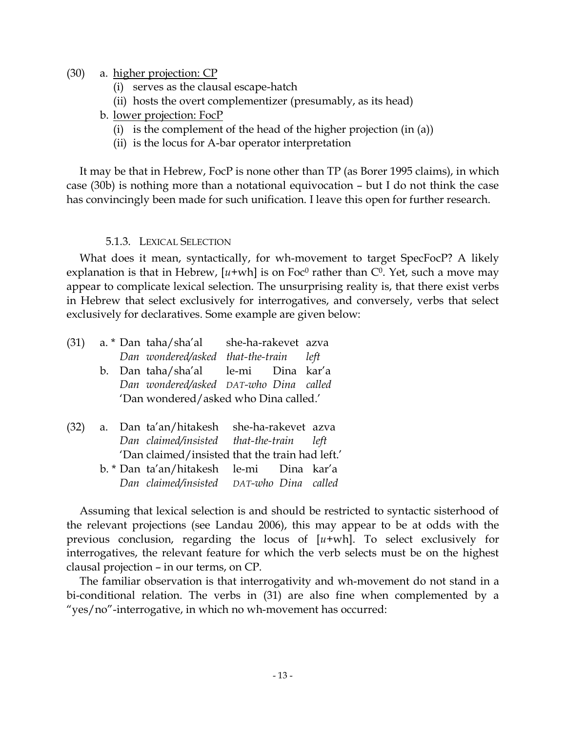(30) a. <u>higher projection: CP</u>
  (i) serves as the clausal escape-hatch
  (ii) hosts the overt complementizer (presumably, as its head)
 b. <u>lower projection: FocP</u>
  (i) is the complement of the head of the higher projection (in (a))
  (ii) is the locus for A-bar operator interpretation

It may be that in Hebrew, FocP is none other than TP (as Borer 1995 claims), in which case (30b) is nothing more than a notational equivocation – but I do not think the case has convincingly been made for such unification. I leave this open for further research.

### 5.1.3. Lexical Selection

What does it mean, syntactically, for wh-movement to target SpecFocP? A likely explanation is that in Hebrew, [*u*+wh] is on Foc$^0$ rather than C$^0$. Yet, such a move may appear to complicate lexical selection. The unsurprising reality is, that there exist verbs in Hebrew that select exclusively for interrogatives, and conversely, verbs that select exclusively for declaratives. Some example are given below:

(31) a. * Dan taha/sha'al she-ha-rakevet azva
  *Dan wondered/asked that-the-train left*
 b. Dan taha/sha'al le-mi Dina kar'a
  *Dan wondered/asked DAT-who Dina called*
  'Dan wondered/asked who Dina called.'

(32) a. Dan ta'an/hitakesh she-ha-rakevet azva
  *Dan claimed/insisted that-the-train left*
  'Dan claimed/insisted that the train had left.'
 b. * Dan ta'an/hitakesh le-mi Dina kar'a
  *Dan claimed/insisted DAT-who Dina called*

Assuming that lexical selection is and should be restricted to syntactic sisterhood of the relevant projections (see Landau 2006), this may appear to be at odds with the previous conclusion, regarding the locus of [*u*+wh]. To select exclusively for interrogatives, the relevant feature for which the verb selects must be on the highest clausal projection – in our terms, on CP.

The familiar observation is that interrogativity and wh-movement do not stand in a bi-conditional relation. The verbs in (31) are also fine when complemented by a "yes/no"-interrogative, in which no wh-movement has occurred: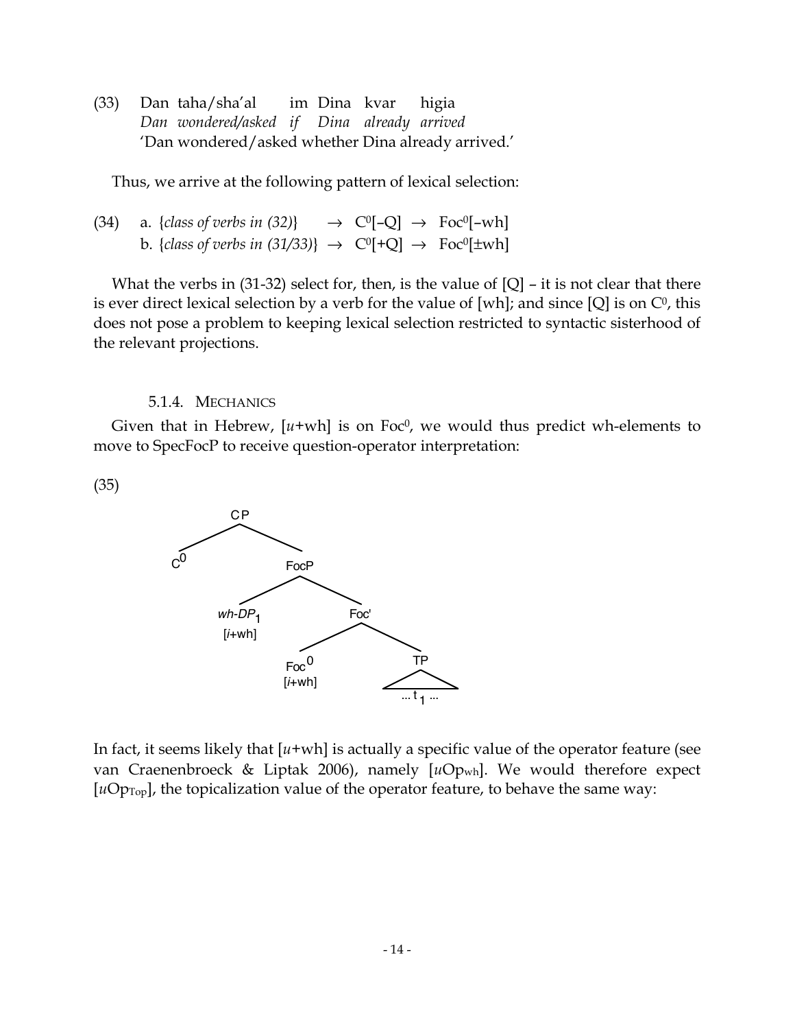(33) Dan taha/sha'al im Dina kvar higia
*Dan wondered/asked if Dina already arrived*
'Dan wondered/asked whether Dina already arrived.'

Thus, we arrive at the following pattern of lexical selection:

(34) a. {*class of verbs in (32)*} → $C^0$[–Q] → $Foc^0$[–wh]
b. {*class of verbs in (31/33)*} → $C^0$[+Q] → $Foc^0$[±wh]

What the verbs in (31-32) select for, then, is the value of [Q] – it is not clear that there is ever direct lexical selection by a verb for the value of [wh]; and since [Q] is on $C^0$, this does not pose a problem to keeping lexical selection restricted to syntactic sisterhood of the relevant projections.

#### 5.1.4. MECHANICS

Given that in Hebrew, [*u*+wh] is on $Foc^0$, we would thus predict wh-elements to move to SpecFocP to receive question-operator interpretation:

(35)

```
CP
├── C0
└── FocP
    ├── wh-DP1 [i+wh]
    └── Foc'
        ├── Foc0 [i+wh]
        └── TP
            └── ... t1 ...
```

In fact, it seems likely that [*u*+wh] is actually a specific value of the operator feature (see van Craenenbroeck & Liptak 2006), namely [$u$Op$_{\text{wh}}$]. We would therefore expect [$u$Op$_{\text{Top}}$], the topicalization value of the operator feature, to behave the same way: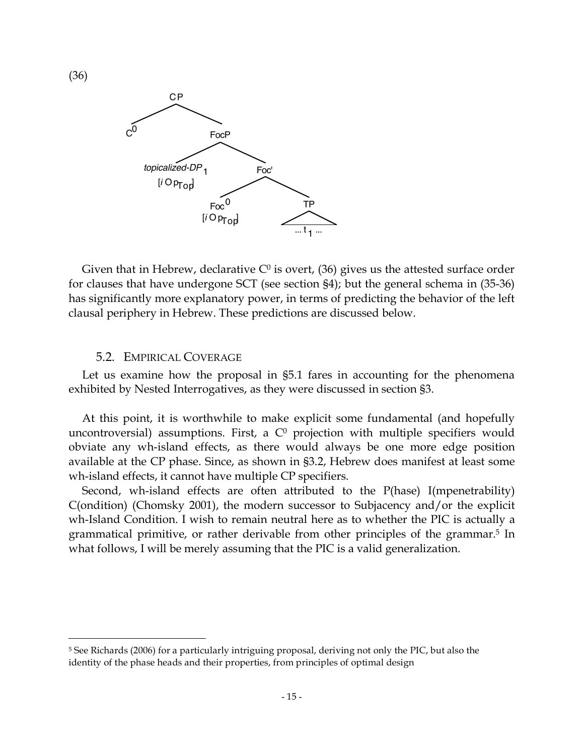(36)

```
CP
├── C⁰
└── FocP
    ├── topicalized-DP₁ [iOp_Top]
    └── Foc'
        ├── Foc⁰ [iOp_Top]
        └── TP
            └── ... t₁ ...
```

Given that in Hebrew, declarative $C^0$ is overt, (36) gives us the attested surface order for clauses that have undergone SCT (see section §4); but the general schema in (35-36) has significantly more explanatory power, in terms of predicting the behavior of the left clausal periphery in Hebrew. These predictions are discussed below.

### 5.2. EMPIRICAL COVERAGE

Let us examine how the proposal in §5.1 fares in accounting for the phenomena exhibited by Nested Interrogatives, as they were discussed in section §3.

At this point, it is worthwhile to make explicit some fundamental (and hopefully uncontroversial) assumptions. First, a $C^0$ projection with multiple specifiers would obviate any wh-island effects, as there would always be one more edge position available at the CP phase. Since, as shown in §3.2, Hebrew does manifest at least some wh-island effects, it cannot have multiple CP specifiers.

Second, wh-island effects are often attributed to the P(hase) I(mpenetrability) C(ondition) (Chomsky 2001), the modern successor to Subjacency and/or the explicit wh-Island Condition. I wish to remain neutral here as to whether the PIC is actually a grammatical primitive, or rather derivable from other principles of the grammar.[5] In what follows, I will be merely assuming that the PIC is a valid generalization.

---

[5] See Richards (2006) for a particularly intriguing proposal, deriving not only the PIC, but also the identity of the phase heads and their properties, from principles of optimal design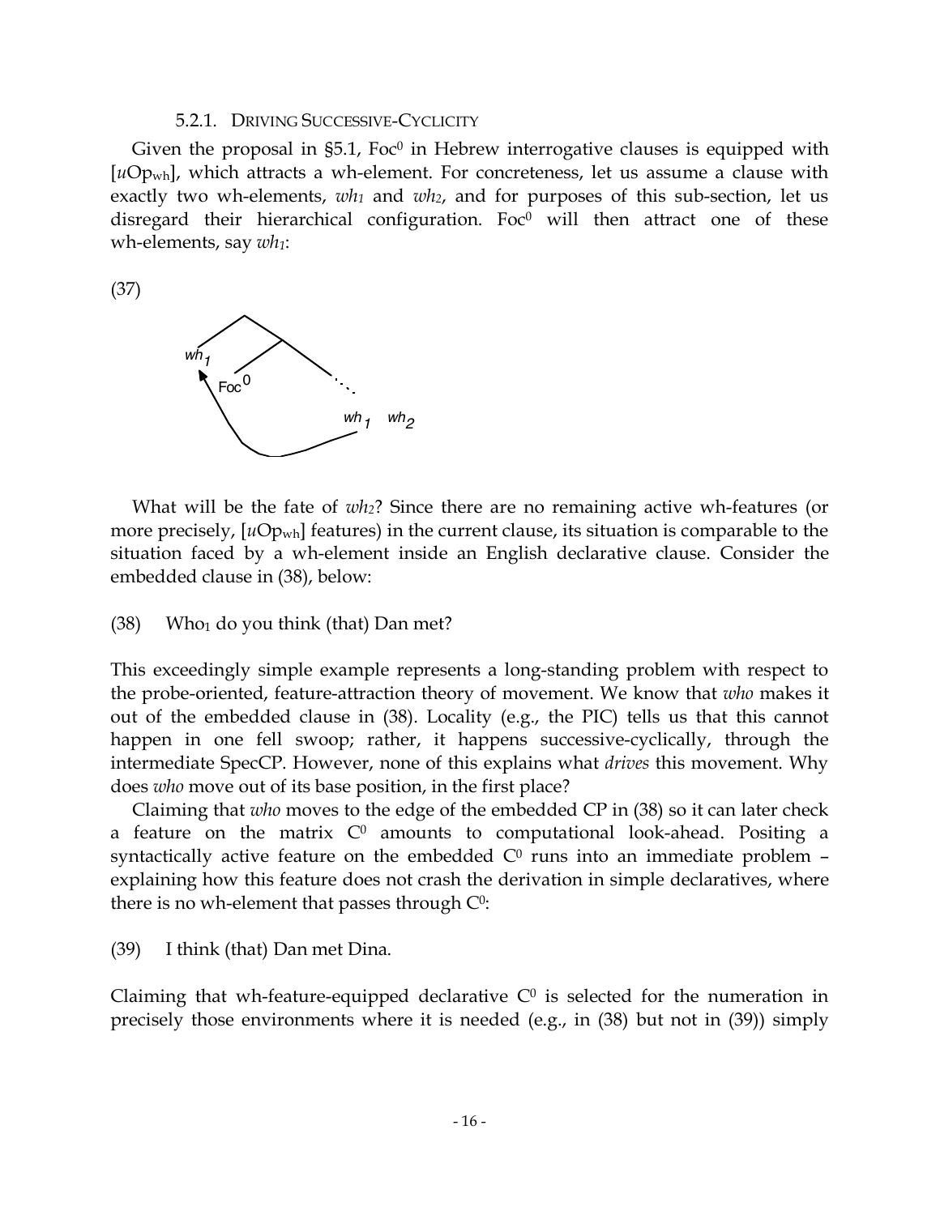#### 5.2.1. DRIVING SUCCESSIVE-CYCLICITY

Given the proposal in §5.1, $Foc^0$ in Hebrew interrogative clauses is equipped with [$u$Op$_{wh}$], which attracts a wh-element. For concreteness, let us assume a clause with exactly two wh-elements, $wh_1$ and $wh_2$, and for purposes of this sub-section, let us disregard their hierarchical configuration. $Foc^0$ will then attract one of these wh-elements, say $wh_1$:

(37)

What will be the fate of $wh_2$? Since there are no remaining active wh-features (or more precisely, [$u$Op$_{wh}$] features) in the current clause, its situation is comparable to the situation faced by a wh-element inside an English declarative clause. Consider the embedded clause in (38), below:

(38) Who$_1$ do you think (that) Dan met?

This exceedingly simple example represents a long-standing problem with respect to the probe-oriented, feature-attraction theory of movement. We know that *who* makes it out of the embedded clause in (38). Locality (e.g., the PIC) tells us that this cannot happen in one fell swoop; rather, it happens successive-cyclically, through the intermediate SpecCP. However, none of this explains what *drives* this movement. Why does *who* move out of its base position, in the first place?

Claiming that *who* moves to the edge of the embedded CP in (38) so it can later check a feature on the matrix $C^0$ amounts to computational look-ahead. Positing a syntactically active feature on the embedded $C^0$ runs into an immediate problem – explaining how this feature does not crash the derivation in simple declaratives, where there is no wh-element that passes through $C^0$:

(39) I think (that) Dan met Dina.

Claiming that wh-feature-equipped declarative $C^0$ is selected for the numeration in precisely those environments where it is needed (e.g., in (38) but not in (39)) simply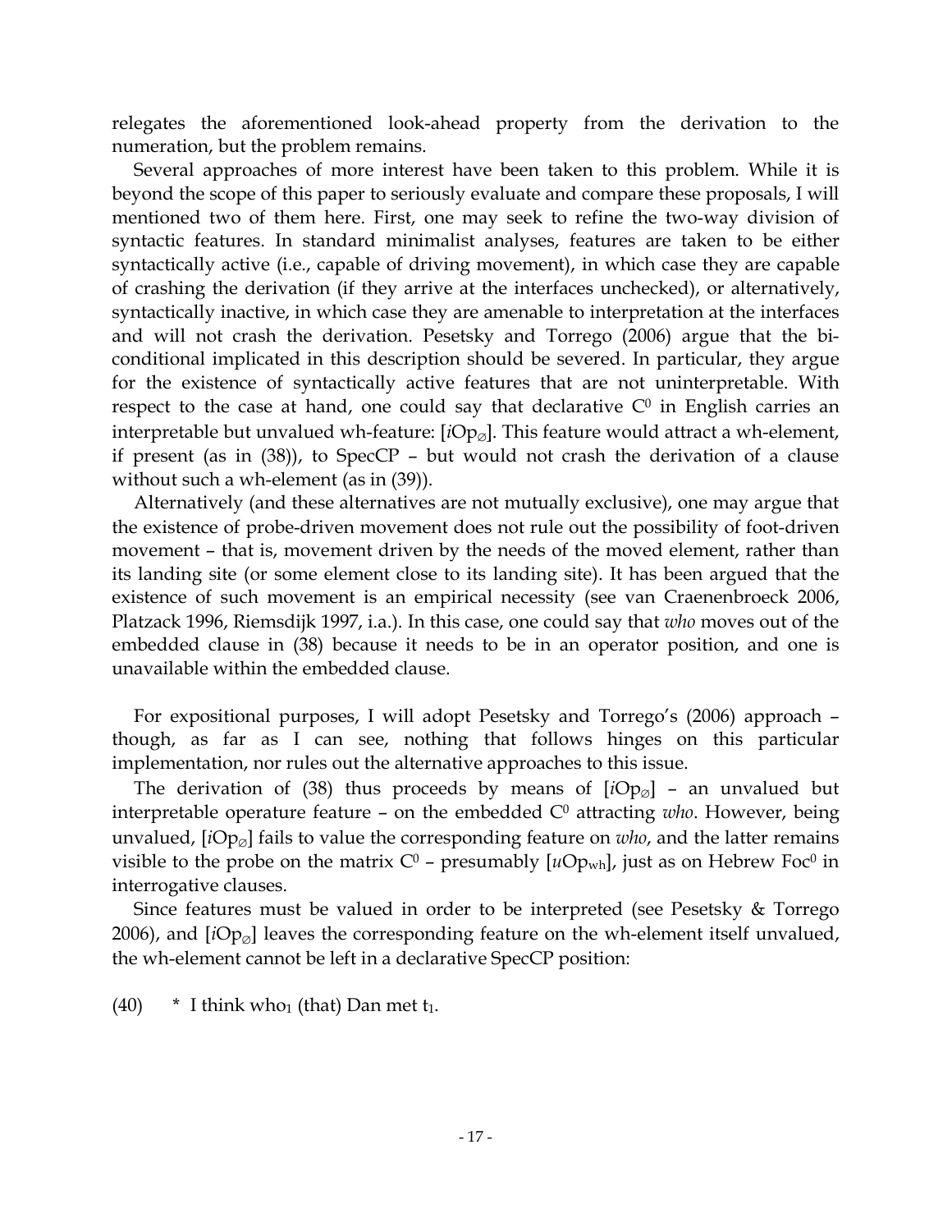relegates the aforementioned look-ahead property from the derivation to the numeration, but the problem remains.

Several approaches of more interest have been taken to this problem. While it is beyond the scope of this paper to seriously evaluate and compare these proposals, I will mentioned two of them here. First, one may seek to refine the two-way division of syntactic features. In standard minimalist analyses, features are taken to be either syntactically active (i.e., capable of driving movement), in which case they are capable of crashing the derivation (if they arrive at the interfaces unchecked), or alternatively, syntactically inactive, in which case they are amenable to interpretation at the interfaces and will not crash the derivation. Pesetsky and Torrego (2006) argue that the bi-conditional implicated in this description should be severed. In particular, they argue for the existence of syntactically active features that are not uninterpretable. With respect to the case at hand, one could say that declarative $C^0$ in English carries an interpretable but unvalued wh-feature: [$i\mathrm{Op}_{\varnothing}$]. This feature would attract a wh-element, if present (as in (38)), to SpecCP – but would not crash the derivation of a clause without such a wh-element (as in (39)).

Alternatively (and these alternatives are not mutually exclusive), one may argue that the existence of probe-driven movement does not rule out the possibility of foot-driven movement – that is, movement driven by the needs of the moved element, rather than its landing site (or some element close to its landing site). It has been argued that the existence of such movement is an empirical necessity (see van Craenenbroeck 2006, Platzack 1996, Riemsdijk 1997, i.a.). In this case, one could say that *who* moves out of the embedded clause in (38) because it needs to be in an operator position, and one is unavailable within the embedded clause.

For expositional purposes, I will adopt Pesetsky and Torrego's (2006) approach – though, as far as I can see, nothing that follows hinges on this particular implementation, nor rules out the alternative approaches to this issue.

The derivation of (38) thus proceeds by means of [$i\mathrm{Op}_{\varnothing}$] – an unvalued but interpretable operature feature – on the embedded $C^0$ attracting *who*. However, being unvalued, [$i\mathrm{Op}_{\varnothing}$] fails to value the corresponding feature on *who*, and the latter remains visible to the probe on the matrix $C^0$ – presumably [$u\mathrm{Op}_{wh}$], just as on Hebrew $\mathrm{Foc}^0$ in interrogative clauses.

Since features must be valued in order to be interpreted (see Pesetsky & Torrego 2006), and [$i\mathrm{Op}_{\varnothing}$] leaves the corresponding feature on the wh-element itself unvalued, the wh-element cannot be left in a declarative SpecCP position:

(40) * I think $\text{who}_1$ (that) Dan met $t_1$.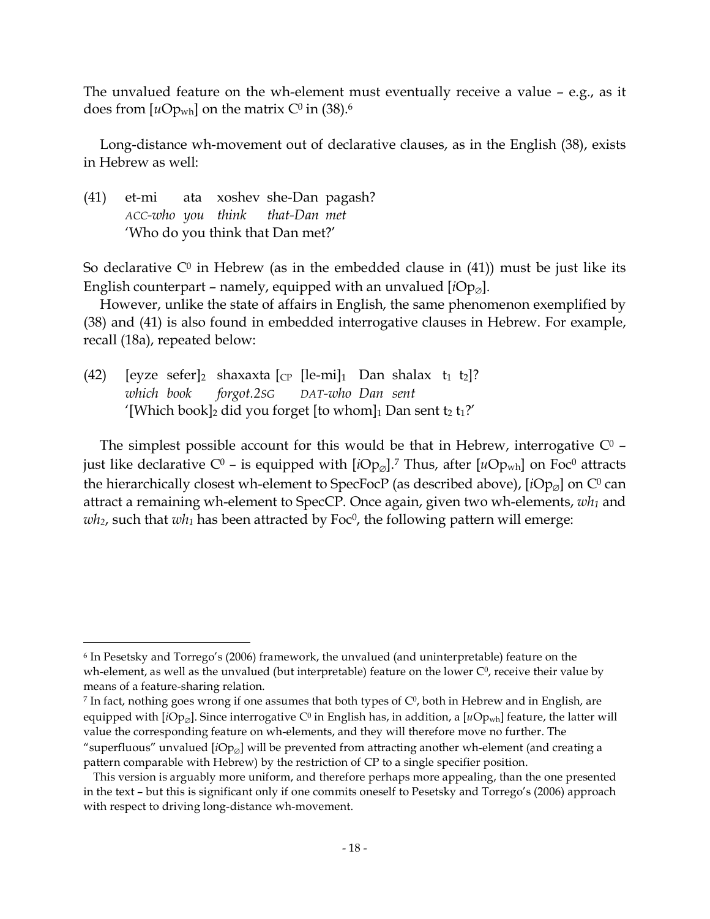The unvalued feature on the wh-element must eventually receive a value – e.g., as it does from [*u*Op$_{wh}$] on the matrix $C^0$ in (38).[6]

Long-distance wh-movement out of declarative clauses, as in the English (38), exists in Hebrew as well:

(41) et-mi ata xoshev she-Dan pagash?
*ACC-who you think that-Dan met*
'Who do you think that Dan met?'

So declarative $C^0$ in Hebrew (as in the embedded clause in (41)) must be just like its English counterpart – namely, equipped with an unvalued [*i*Op$_{\varnothing}$].

However, unlike the state of affairs in English, the same phenomenon exemplified by (38) and (41) is also found in embedded interrogative clauses in Hebrew. For example, recall (18a), repeated below:

(42) [eyze sefer]$_2$ shaxaxta [$_{CP}$ [le-mi]$_1$ Dan shalax $t_1$ $t_2$]?
*which book forgot.2SG DAT-who Dan sent*
'[Which book]$_2$ did you forget [to whom]$_1$ Dan sent $t_2$ $t_1$?'

The simplest possible account for this would be that in Hebrew, interrogative $C^0$ – just like declarative $C^0$ – is equipped with [*i*Op$_{\varnothing}$].[7] Thus, after [*u*Op$_{wh}$] on $Foc^0$ attracts the hierarchically closest wh-element to SpecFocP (as described above), [*i*Op$_{\varnothing}$] on $C^0$ can attract a remaining wh-element to SpecCP. Once again, given two wh-elements, $wh_1$ and $wh_2$, such that $wh_1$ has been attracted by $Foc^0$, the following pattern will emerge:

---

[6] In Pesetsky and Torrego's (2006) framework, the unvalued (and uninterpretable) feature on the wh-element, as well as the unvalued (but interpretable) feature on the lower $C^0$, receive their value by means of a feature-sharing relation.

[7] In fact, nothing goes wrong if one assumes that both types of $C^0$, both in Hebrew and in English, are equipped with [*i*Op$_{\varnothing}$]. Since interrogative $C^0$ in English has, in addition, a [*u*Op$_{wh}$] feature, the latter will value the corresponding feature on wh-elements, and they will therefore move no further. The "superfluous" unvalued [*i*Op$_{\varnothing}$] will be prevented from attracting another wh-element (and creating a pattern comparable with Hebrew) by the restriction of CP to a single specifier position.

This version is arguably more uniform, and therefore perhaps more appealing, than the one presented in the text – but this is significant only if one commits oneself to Pesetsky and Torrego's (2006) approach with respect to driving long-distance wh-movement.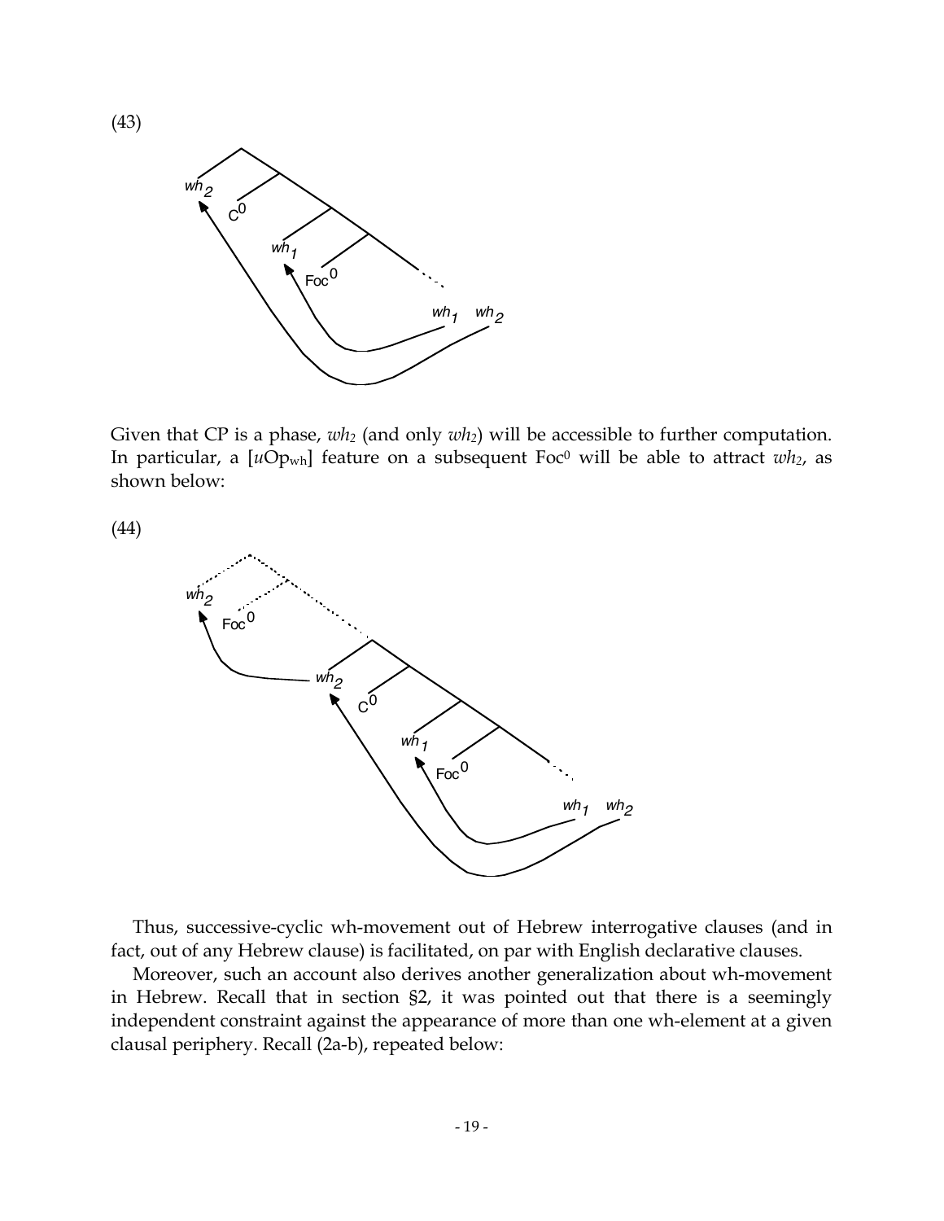(43)

Given that CP is a phase, *wh*$_2$ (and only *wh*$_2$) will be accessible to further computation. In particular, a [*u*Op$_{wh}$] feature on a subsequent Foc$^0$ will be able to attract *wh*$_2$, as shown below:

(44)

Thus, successive-cyclic wh-movement out of Hebrew interrogative clauses (and in fact, out of any Hebrew clause) is facilitated, on par with English declarative clauses.

Moreover, such an account also derives another generalization about wh-movement in Hebrew. Recall that in section §2, it was pointed out that there is a seemingly independent constraint against the appearance of more than one wh-element at a given clausal periphery. Recall (2a-b), repeated below: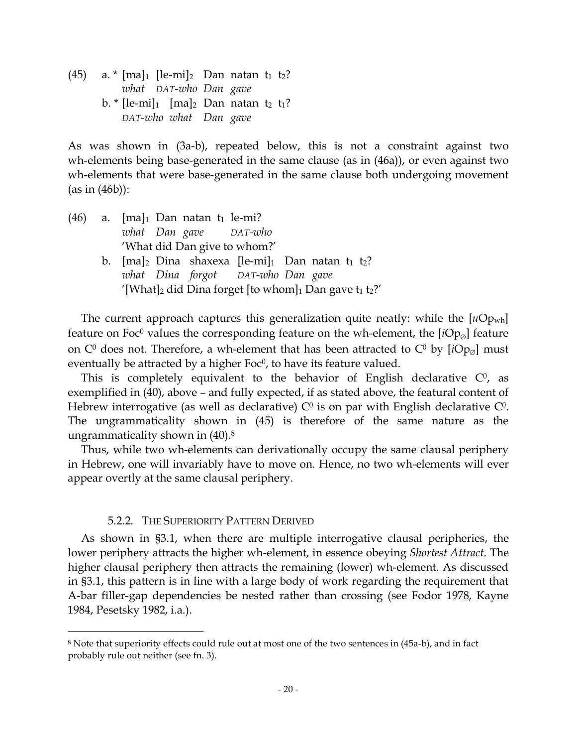(45) a. * [ma]$_1$ [le-mi]$_2$ Dan natan t$_1$ t$_2$?
*what DAT-who Dan gave*

b. * [le-mi]$_1$ [ma]$_2$ Dan natan t$_2$ t$_1$?
*DAT-who what Dan gave*

As was shown in (3a-b), repeated below, this is not a constraint against two wh-elements being base-generated in the same clause (as in (46a)), or even against two wh-elements that were base-generated in the same clause both undergoing movement (as in (46b)):

(46) a. [ma]$_1$ Dan natan t$_1$ le-mi?
*what Dan gave DAT-who*
'What did Dan give to whom?'

b. [ma]$_2$ Dina shaxexa [le-mi]$_1$ Dan natan t$_1$ t$_2$?
*what Dina forgot DAT-who Dan gave*
'[What]$_2$ did Dina forget [to whom]$_1$ Dan gave t$_1$ t$_2$?'

The current approach captures this generalization quite neatly: while the [$u$Op$_{wh}$] feature on Foc$^0$ values the corresponding feature on the wh-element, the [$i$Op$_{\varnothing}$] feature on C$^0$ does not. Therefore, a wh-element that has been attracted to C$^0$ by [$i$Op$_{\varnothing}$] must eventually be attracted by a higher Foc$^0$, to have its feature valued.

This is completely equivalent to the behavior of English declarative C$^0$, as exemplified in (40), above – and fully expected, if as stated above, the featural content of Hebrew interrogative (as well as declarative) C$^0$ is on par with English declarative C$^0$. The ungrammaticality shown in (45) is therefore of the same nature as the ungrammaticality shown in (40).[8]

Thus, while two wh-elements can derivationally occupy the same clausal periphery in Hebrew, one will invariably have to move on. Hence, no two wh-elements will ever appear overtly at the same clausal periphery.

### 5.2.2. THE SUPERIORITY PATTERN DERIVED

As shown in §3.1, when there are multiple interrogative clausal peripheries, the lower periphery attracts the higher wh-element, in essence obeying *Shortest Attract*. The higher clausal periphery then attracts the remaining (lower) wh-element. As discussed in §3.1, this pattern is in line with a large body of work regarding the requirement that A-bar filler-gap dependencies be nested rather than crossing (see Fodor 1978, Kayne 1984, Pesetsky 1982, i.a.).

---

[8] Note that superiority effects could rule out at most one of the two sentences in (45a-b), and in fact probably rule out neither (see fn. 3).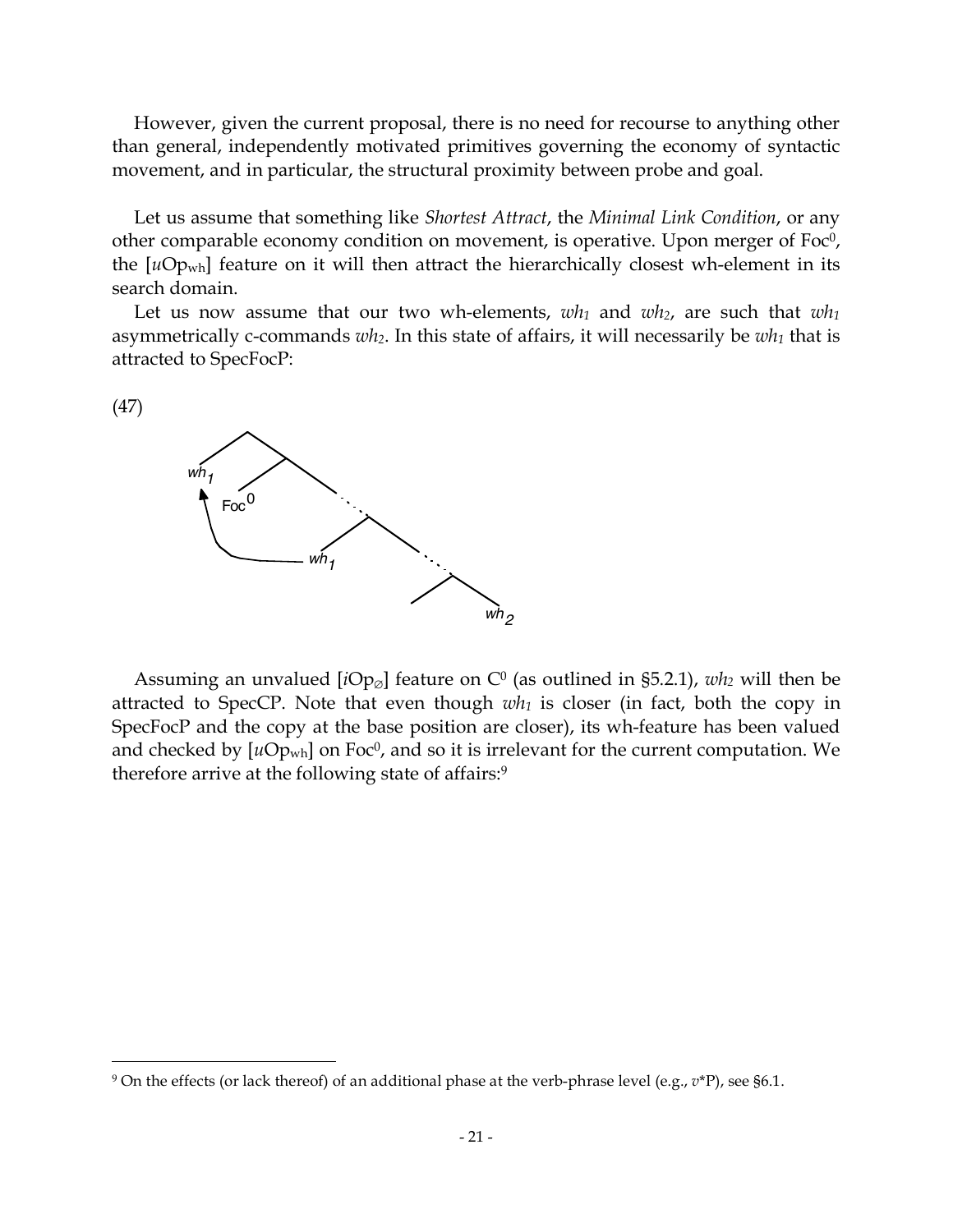However, given the current proposal, there is no need for recourse to anything other than general, independently motivated primitives governing the economy of syntactic movement, and in particular, the structural proximity between probe and goal.

Let us assume that something like *Shortest Attract*, the *Minimal Link Condition*, or any other comparable economy condition on movement, is operative. Upon merger of $Foc^0$, the [$u$Op$_{wh}$] feature on it will then attract the hierarchically closest wh-element in its search domain.

Let us now assume that our two wh-elements, $wh_1$ and $wh_2$, are such that $wh_1$ asymmetrically c-commands $wh_2$. In this state of affairs, it will necessarily be $wh_1$ that is attracted to SpecFocP:

(47)

Assuming an unvalued [$i$Op$_{\varnothing}$] feature on $C^0$ (as outlined in §5.2.1), $wh_2$ will then be attracted to SpecCP. Note that even though $wh_1$ is closer (in fact, both the copy in SpecFocP and the copy at the base position are closer), its wh-feature has been valued and checked by [$u$Op$_{wh}$] on $Foc^0$, and so it is irrelevant for the current computation. We therefore arrive at the following state of affairs:[9]

[9] On the effects (or lack thereof) of an additional phase at the verb-phrase level (e.g., $v$*P), see §6.1.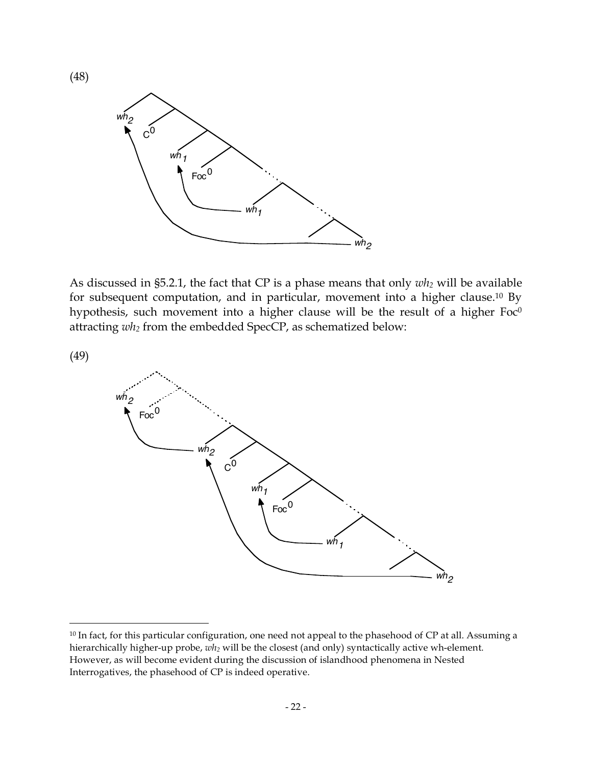(48)

As discussed in §5.2.1, the fact that CP is a phase means that only *wh*$_2$ will be available for subsequent computation, and in particular, movement into a higher clause.[10] By hypothesis, such movement into a higher clause will be the result of a higher Foc$^0$ attracting *wh*$_2$ from the embedded SpecCP, as schematized below:

(49)

[10] In fact, for this particular configuration, one need not appeal to the phasehood of CP at all. Assuming a hierarchically higher-up probe, *wh*$_2$ will be the closest (and only) syntactically active wh-element. However, as will become evident during the discussion of islandhood phenomena in Nested Interrogatives, the phasehood of CP is indeed operative.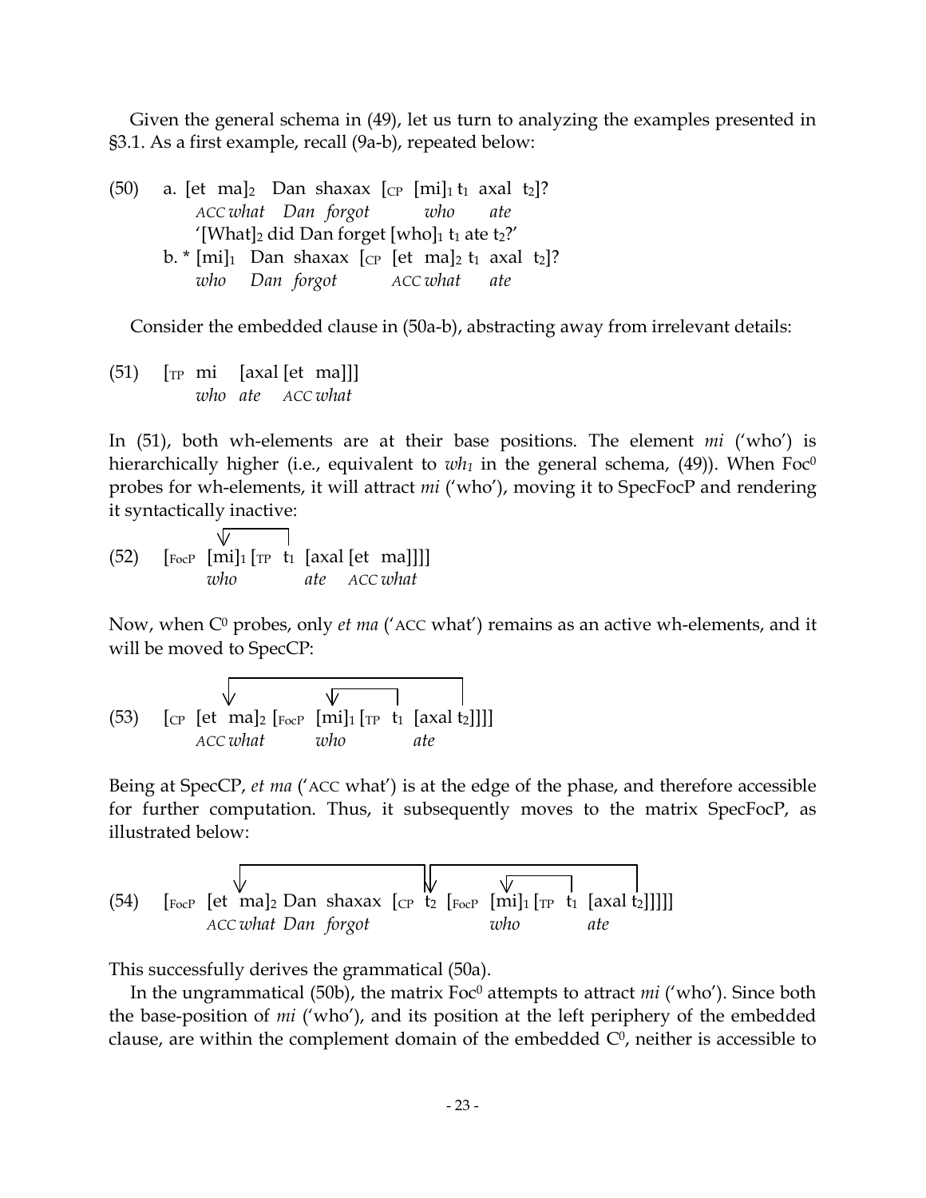Given the general schema in (49), let us turn to analyzing the examples presented in §3.1. As a first example, recall (9a-b), repeated below:

(50) a. [et ma]$_2$ Dan shaxax [$_{CP}$ [mi]$_1$ t$_1$ axal t$_2$]?
*ACC what Dan forgot who ate*
'[What]$_2$ did Dan forget [who]$_1$ t$_1$ ate t$_2$?'

b. * [mi]$_1$ Dan shaxax [$_{CP}$ [et ma]$_2$ t$_1$ axal t$_2$]?
*who Dan forgot ACC what ate*

Consider the embedded clause in (50a-b), abstracting away from irrelevant details:

(51) [$_{TP}$ mi [axal [et ma]]]
*who ate ACC what*

In (51), both wh-elements are at their base positions. The element *mi* ('who') is hierarchically higher (i.e., equivalent to *wh$_1$* in the general schema, (49)). When Foc$^0$ probes for wh-elements, it will attract *mi* ('who'), moving it to SpecFocP and rendering it syntactically inactive:

(52) [$_{FocP}$ [mi]$_1$ [$_{TP}$ t$_1$ [axal [et ma]]]]
*who ate ACC what*

Now, when C$^0$ probes, only *et ma* ('ACC what') remains as an active wh-elements, and it will be moved to SpecCP:

(53) [$_{CP}$ [et ma]$_2$ [$_{FocP}$ [mi]$_1$ [$_{TP}$ t$_1$ [axal t$_2$]]]]
*ACC what who ate*

Being at SpecCP, *et ma* ('ACC what') is at the edge of the phase, and therefore accessible for further computation. Thus, it subsequently moves to the matrix SpecFocP, as illustrated below:

(54) [$_{FocP}$ [et ma]$_2$ Dan shaxax [$_{CP}$ t$_2$ [$_{FocP}$ [mi]$_1$ [$_{TP}$ t$_1$ [axal t$_2$]]]]]
*ACC what Dan forgot who ate*

This successfully derives the grammatical (50a).

In the ungrammatical (50b), the matrix Foc$^0$ attempts to attract *mi* ('who'). Since both the base-position of *mi* ('who'), and its position at the left periphery of the embedded clause, are within the complement domain of the embedded C$^0$, neither is accessible to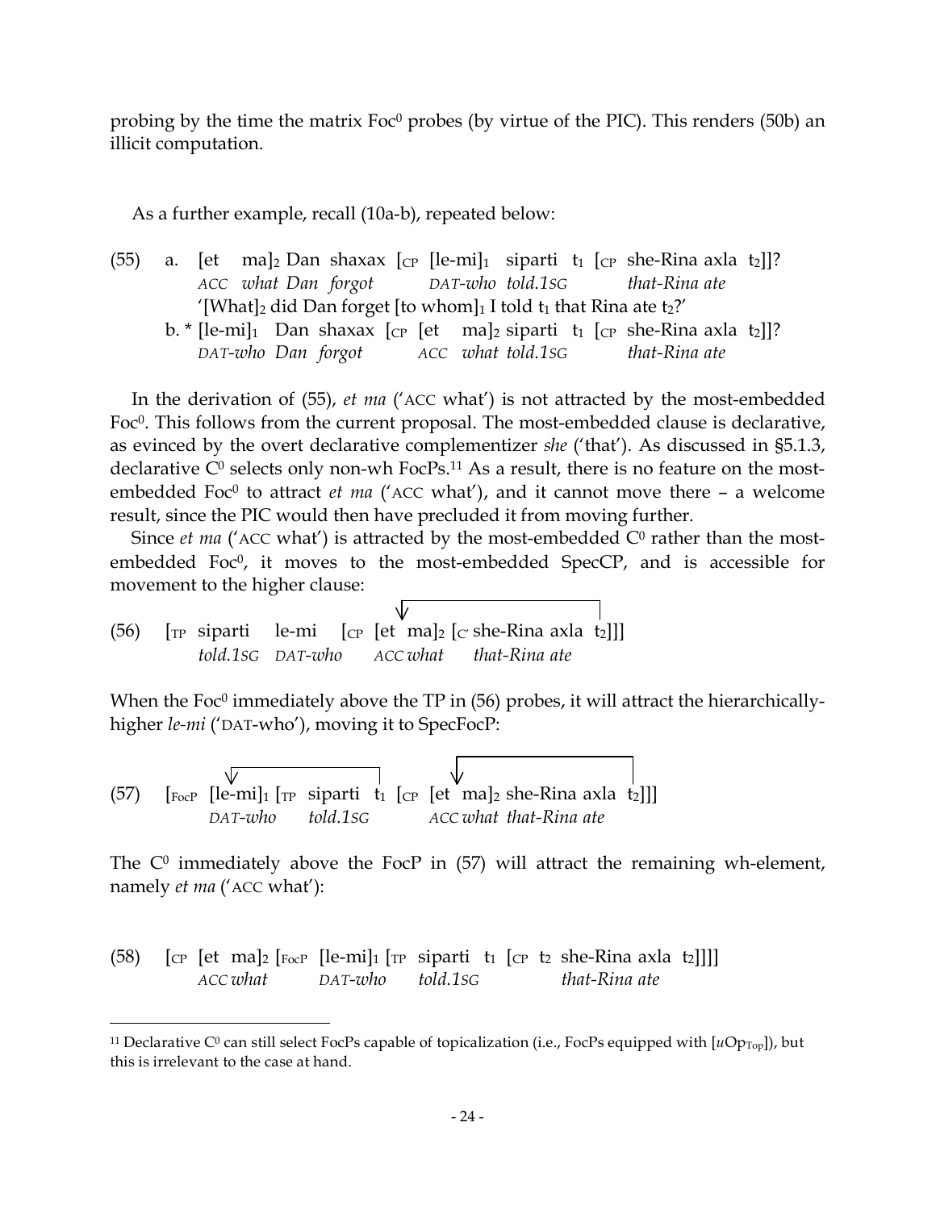probing by the time the matrix Foc$^0$ probes (by virtue of the PIC). This renders (50b) an illicit computation.

As a further example, recall (10a-b), repeated below:

(55) a. [et ma]$_2$ Dan shaxax [$_{CP}$ [le-mi]$_1$ siparti t$_1$ [$_{CP}$ she-Rina axla t$_2$]]?
*ACC what Dan forgot DAT-who told.1SG that-Rina ate*
'[What]$_2$ did Dan forget [to whom]$_1$ I told t$_1$ that Rina ate t$_2$?'

b. * [le-mi]$_1$ Dan shaxax [$_{CP}$ [et ma]$_2$ siparti t$_1$ [$_{CP}$ she-Rina axla t$_2$]]?
*DAT-who Dan forgot ACC what told.1SG that-Rina ate*

In the derivation of (55), *et ma* ('ACC what') is not attracted by the most-embedded Foc$^0$. This follows from the current proposal. The most-embedded clause is declarative, as evinced by the overt declarative complementizer *she* ('that'). As discussed in §5.1.3, declarative C$^0$ selects only non-wh FocPs.[11] As a result, there is no feature on the most-embedded Foc$^0$ to attract *et ma* ('ACC what'), and it cannot move there – a welcome result, since the PIC would then have precluded it from moving further.

Since *et ma* ('ACC what') is attracted by the most-embedded C$^0$ rather than the most-embedded Foc$^0$, it moves to the most-embedded SpecCP, and is accessible for movement to the higher clause:

(56) [$_{TP}$ siparti le-mi [$_{CP}$ [et ma]$_2$ [$_{C'}$ she-Rina axla t$_2$]]]
*told.1SG DAT-who ACC what that-Rina ate*

When the Foc$^0$ immediately above the TP in (56) probes, it will attract the hierarchically-higher *le-mi* ('DAT-who'), moving it to SpecFocP:

(57) [$_{FocP}$ [le-mi]$_1$ [$_{TP}$ siparti t$_1$ [$_{CP}$ [et ma]$_2$ she-Rina axla t$_2$]]]
*DAT-who told.1SG ACC what that-Rina ate*

The C$^0$ immediately above the FocP in (57) will attract the remaining wh-element, namely *et ma* ('ACC what'):

(58) [$_{CP}$ [et ma]$_2$ [$_{FocP}$ [le-mi]$_1$ [$_{TP}$ siparti t$_1$ [$_{CP}$ t$_2$ she-Rina axla t$_2$]]]]
*ACC what DAT-who told.1SG that-Rina ate*

---

[11] Declarative C$^0$ can still select FocPs capable of topicalization (i.e., FocPs equipped with [$u$Op$_{Top}$]), but this is irrelevant to the case at hand.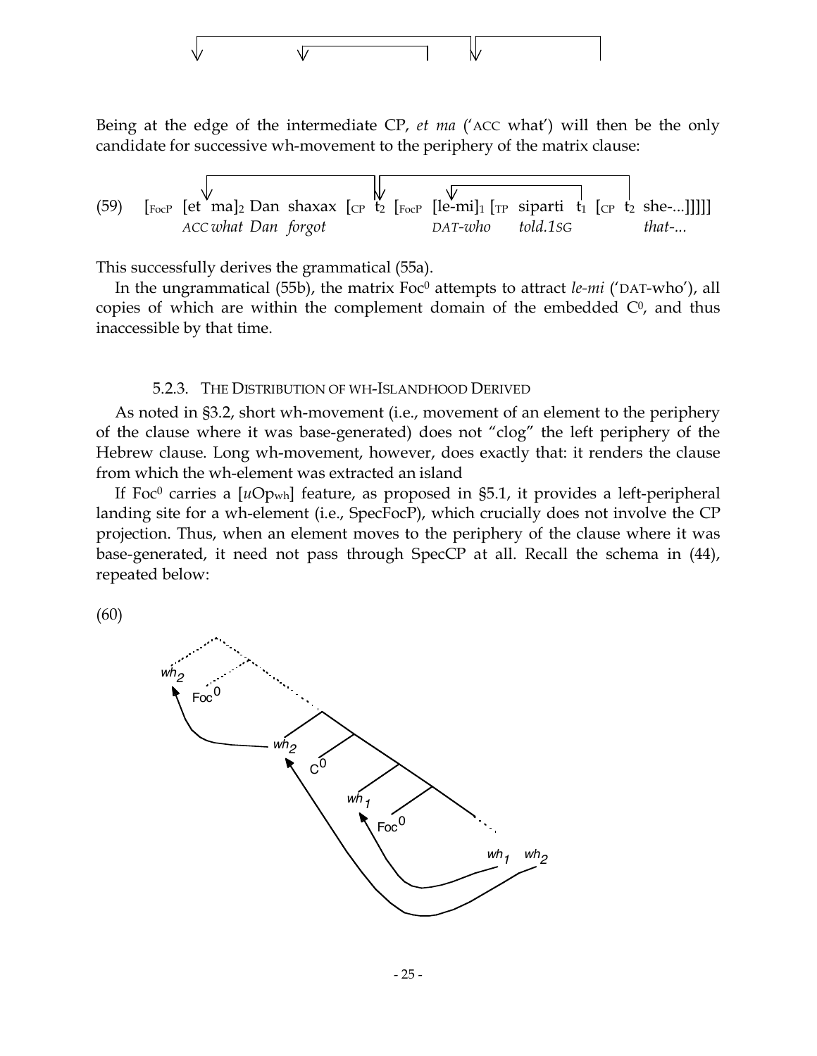Being at the edge of the intermediate CP, *et ma* ('ACC what') will then be the only candidate for successive wh-movement to the periphery of the matrix clause:

(59) [$_{FocP}$ [et ma]$_2$ Dan shaxax [$_{CP}$ t$_2$ [$_{FocP}$ [le-mi]$_1$ [$_{TP}$ siparti t$_1$ [$_{CP}$ t$_2$ she-...]]]]]
*ACC what Dan forgot DAT-who told.1SG that-...*

This successfully derives the grammatical (55a).

In the ungrammatical (55b), the matrix Foc$^0$ attempts to attract *le-mi* ('DAT-who'), all copies of which are within the complement domain of the embedded C$^0$, and thus inaccessible by that time.

#### 5.2.3. THE DISTRIBUTION OF WH-ISLANDHOOD DERIVED

As noted in §3.2, short wh-movement (i.e., movement of an element to the periphery of the clause where it was base-generated) does not "clog" the left periphery of the Hebrew clause. Long wh-movement, however, does exactly that: it renders the clause from which the wh-element was extracted an island

If Foc$^0$ carries a [*u*Op$_{wh}$] feature, as proposed in §5.1, it provides a left-peripheral landing site for a wh-element (i.e., SpecFocP), which crucially does not involve the CP projection. Thus, when an element moves to the periphery of the clause where it was base-generated, it need not pass through SpecCP at all. Recall the schema in (44), repeated below:

(60)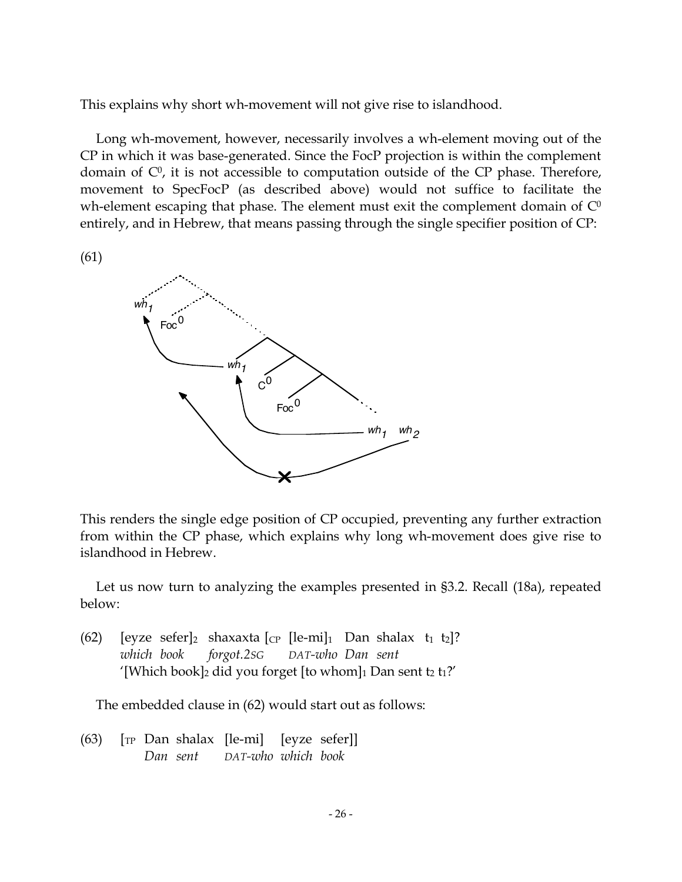This explains why short wh-movement will not give rise to islandhood.

Long wh-movement, however, necessarily involves a wh-element moving out of the CP in which it was base-generated. Since the FocP projection is within the complement domain of $C^0$, it is not accessible to computation outside of the CP phase. Therefore, movement to SpecFocP (as described above) would not suffice to facilitate the wh-element escaping that phase. The element must exit the complement domain of $C^0$ entirely, and in Hebrew, that means passing through the single specifier position of CP:

(61)

This renders the single edge position of CP occupied, preventing any further extraction from within the CP phase, which explains why long wh-movement does give rise to islandhood in Hebrew.

Let us now turn to analyzing the examples presented in §3.2. Recall (18a), repeated below:

(62) [eyze sefer]$_2$ shaxaxta [$_{CP}$ [le-mi]$_1$ Dan shalax t$_1$ t$_2$]?
*which book forgot.2SG DAT-who Dan sent*
'[Which book]$_2$ did you forget [to whom]$_1$ Dan sent t$_2$ t$_1$?'

The embedded clause in (62) would start out as follows:

(63) [$_{TP}$ Dan shalax [le-mi] [eyze sefer]]
*Dan sent DAT-who which book*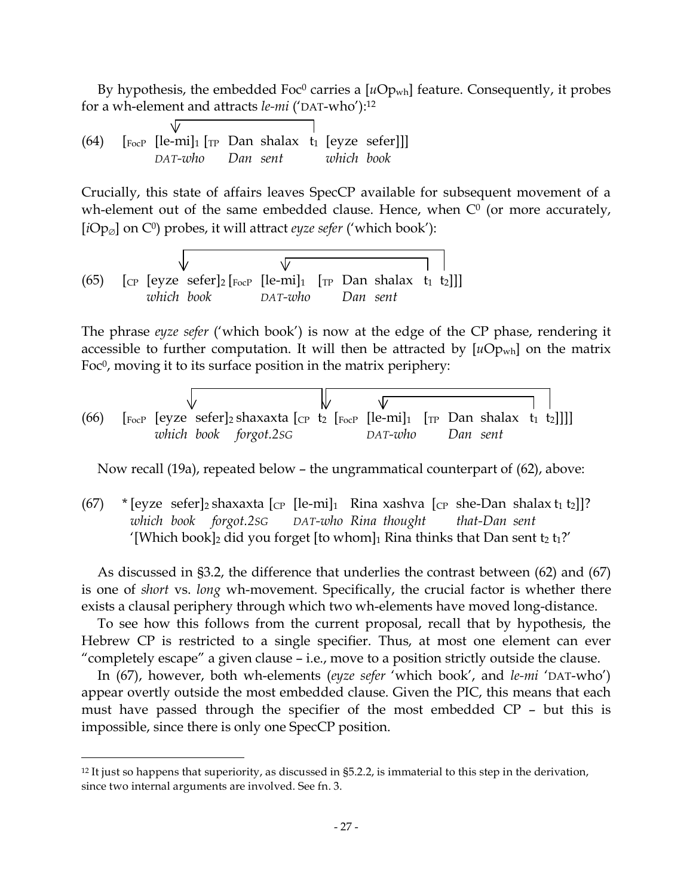By hypothesis, the embedded $Foc^0$ carries a [$u$Op$_{wh}$] feature. Consequently, it probes for a wh-element and attracts *le-mi* ('DAT-who'):[12]

(64) [$_{FocP}$ [le-mi]$_1$ [$_{TP}$ Dan shalax t$_1$ [eyze sefer]]]
*DAT-who Dan sent which book*

Crucially, this state of affairs leaves SpecCP available for subsequent movement of a wh-element out of the same embedded clause. Hence, when $C^0$ (or more accurately, [$i$Op$_{\varnothing}$] on $C^0$) probes, it will attract *eyze sefer* ('which book'):

(65) [$_{CP}$ [eyze sefer]$_2$ [$_{FocP}$ [le-mi]$_1$ [$_{TP}$ Dan shalax t$_1$ t$_2$]]]
*which book DAT-who Dan sent*

The phrase *eyze sefer* ('which book') is now at the edge of the CP phase, rendering it accessible to further computation. It will then be attracted by [$u$Op$_{wh}$] on the matrix $Foc^0$, moving it to its surface position in the matrix periphery:

(66) [$_{FocP}$ [eyze sefer]$_2$ shaxaxta [$_{CP}$ t$_2$ [$_{FocP}$ [le-mi]$_1$ [$_{TP}$ Dan shalax t$_1$ t$_2$]]]]
*which book forgot.2SG DAT-who Dan sent*

Now recall (19a), repeated below – the ungrammatical counterpart of (62), above:

(67) \* [eyze sefer]$_2$ shaxaxta [$_{CP}$ [le-mi]$_1$ Rina xashva [$_{CP}$ she-Dan shalax t$_1$ t$_2$]]?
*which book forgot.2SG DAT-who Rina thought that-Dan sent*
'[Which book]$_2$ did you forget [to whom]$_1$ Rina thinks that Dan sent t$_2$ t$_1$?'

As discussed in §3.2, the difference that underlies the contrast between (62) and (67) is one of *short* vs. *long* wh-movement. Specifically, the crucial factor is whether there exists a clausal periphery through which two wh-elements have moved long-distance.

To see how this follows from the current proposal, recall that by hypothesis, the Hebrew CP is restricted to a single specifier. Thus, at most one element can ever "completely escape" a given clause – i.e., move to a position strictly outside the clause.

In (67), however, both wh-elements (*eyze sefer* 'which book', and *le-mi* 'DAT-who') appear overtly outside the most embedded clause. Given the PIC, this means that each must have passed through the specifier of the most embedded CP – but this is impossible, since there is only one SpecCP position.

[12] It just so happens that superiority, as discussed in §5.2.2, is immaterial to this step in the derivation, since two internal arguments are involved. See fn. 3.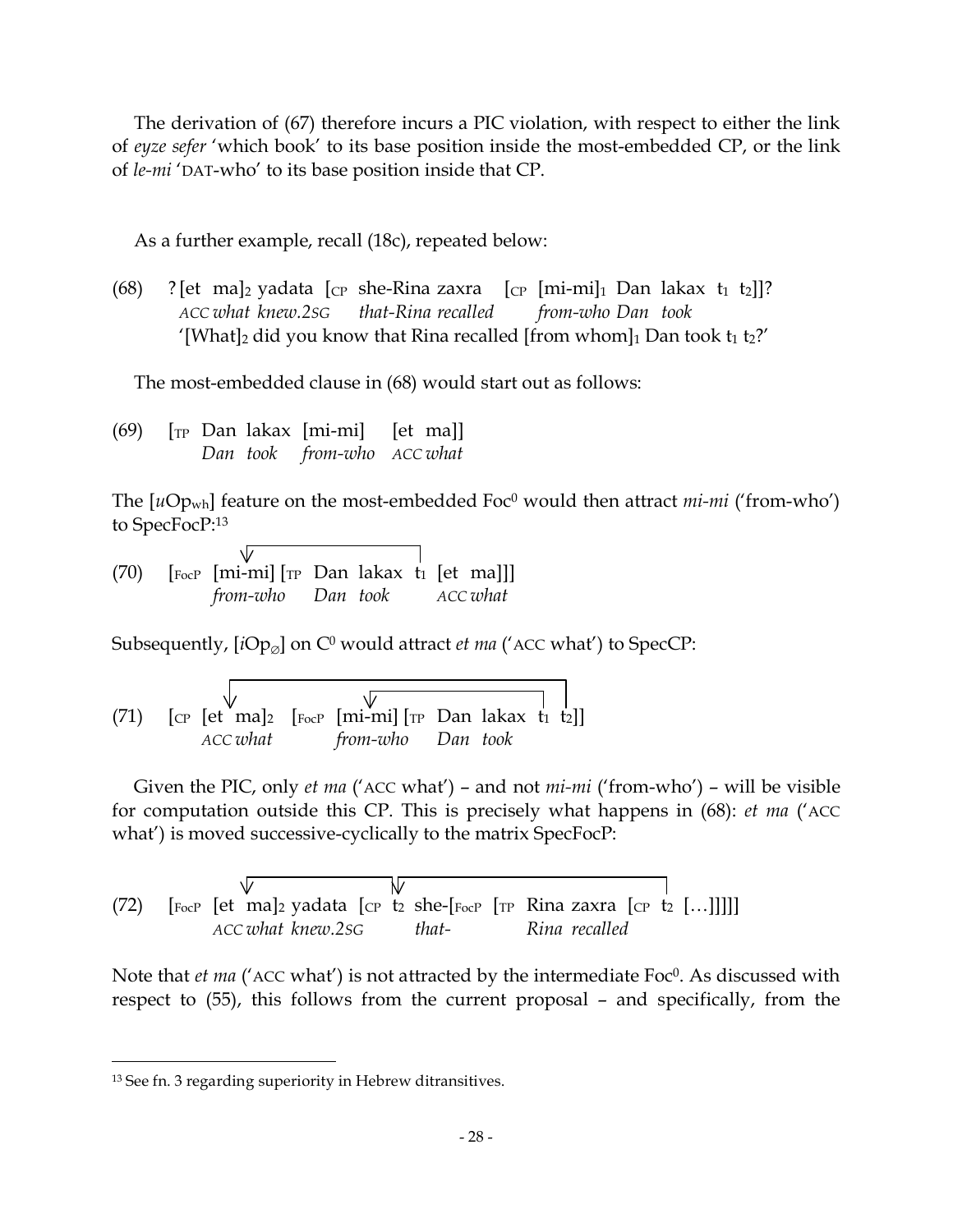The derivation of (67) therefore incurs a PIC violation, with respect to either the link of *eyze sefer* 'which book' to its base position inside the most-embedded CP, or the link of *le-mi* 'DAT-who' to its base position inside that CP.

As a further example, recall (18c), repeated below:

(68) ? [et ma]$_2$ yadata [$_{CP}$ she-Rina zaxra [$_{CP}$ [mi-mi]$_1$ Dan lakax t$_1$ t$_2$]]?
*ACC what knew.2SG that-Rina recalled from-who Dan took*
'[What]$_2$ did you know that Rina recalled [from whom]$_1$ Dan took t$_1$ t$_2$?'

The most-embedded clause in (68) would start out as follows:

(69) [$_{TP}$ Dan lakax [mi-mi] [et ma]]
*Dan took from-who ACC what*

The [$u$Op$_{wh}$] feature on the most-embedded Foc$^0$ would then attract *mi-mi* ('from-who') to SpecFocP:[13]

(70) [$_{FocP}$ [mi-mi] [$_{TP}$ Dan lakax t$_1$ [et ma]]]
*from-who Dan took ACC what*

Subsequently, [$i$Op$_{\varnothing}$] on C$^0$ would attract *et ma* ('ACC what') to SpecCP:

(71) [$_{CP}$ [et ma]$_2$ [$_{FocP}$ [mi-mi] [$_{TP}$ Dan lakax t$_1$ t$_2$]]
*ACC what from-who Dan took*

Given the PIC, only *et ma* ('ACC what') – and not *mi-mi* ('from-who') – will be visible for computation outside this CP. This is precisely what happens in (68): *et ma* ('ACC what') is moved successive-cyclically to the matrix SpecFocP:

(72) [$_{FocP}$ [et ma]$_2$ yadata [$_{CP}$ t$_2$ she-[$_{FocP}$ [$_{TP}$ Rina zaxra [$_{CP}$ t$_2$ […]]]]]
*ACC what knew.2SG that- Rina recalled*

Note that *et ma* ('ACC what') is not attracted by the intermediate Foc$^0$. As discussed with respect to (55), this follows from the current proposal – and specifically, from the

---

[13] See fn. 3 regarding superiority in Hebrew ditransitives.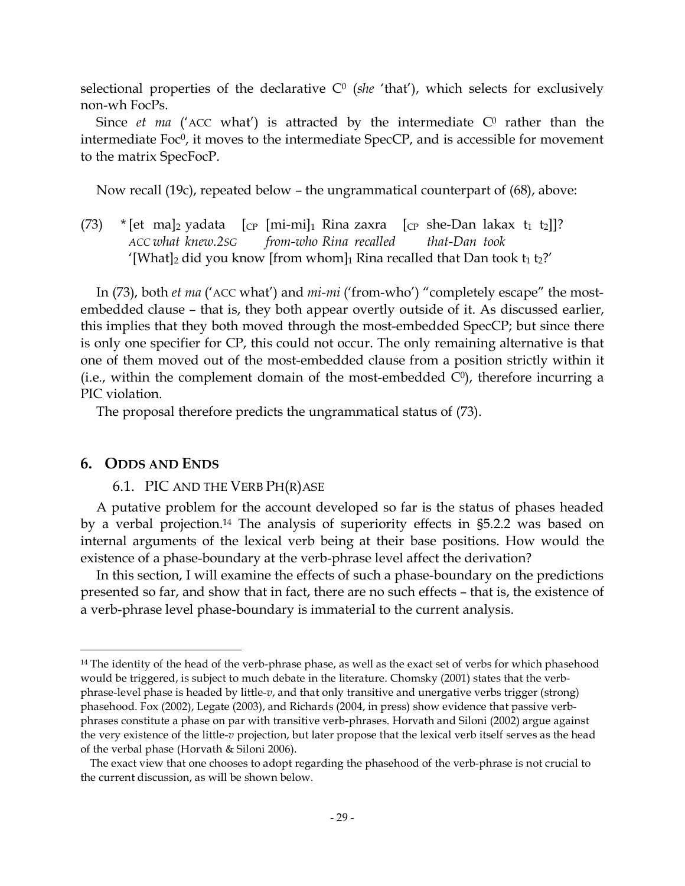selectional properties of the declarative $C^0$ (*she* 'that'), which selects for exclusively non-wh FocPs.

Since *et ma* ('ACC what') is attracted by the intermediate $C^0$ rather than the intermediate $Foc^0$, it moves to the intermediate SpecCP, and is accessible for movement to the matrix SpecFocP.

Now recall (19c), repeated below – the ungrammatical counterpart of (68), above:

(73) \* [et ma]$_2$ yadata [$_{CP}$ [mi-mi]$_1$ Rina zaxra [$_{CP}$ she-Dan lakax $t_1$ $t_2$]]?
*ACC what knew.2SG from-who Rina recalled that-Dan took*
'[What]$_2$ did you know [from whom]$_1$ Rina recalled that Dan took $t_1$ $t_2$?'

In (73), both *et ma* ('ACC what') and *mi-mi* ('from-who') "completely escape" the most-embedded clause – that is, they both appear overtly outside of it. As discussed earlier, this implies that they both moved through the most-embedded SpecCP; but since there is only one specifier for CP, this could not occur. The only remaining alternative is that one of them moved out of the most-embedded clause from a position strictly within it (i.e., within the complement domain of the most-embedded $C^0$), therefore incurring a PIC violation.

The proposal therefore predicts the ungrammatical status of (73).

## 6. Odds and Ends

### 6.1. PIC and the Verb Ph(r)ase

A putative problem for the account developed so far is the status of phases headed by a verbal projection.[14] The analysis of superiority effects in §5.2.2 was based on internal arguments of the lexical verb being at their base positions. How would the existence of a phase-boundary at the verb-phrase level affect the derivation?

In this section, I will examine the effects of such a phase-boundary on the predictions presented so far, and show that in fact, there are no such effects – that is, the existence of a verb-phrase level phase-boundary is immaterial to the current analysis.

---

[14] The identity of the head of the verb-phrase phase, as well as the exact set of verbs for which phasehood would be triggered, is subject to much debate in the literature. Chomsky (2001) states that the verb-phrase-level phase is headed by little-*v*, and that only transitive and unergative verbs trigger (strong) phasehood. Fox (2002), Legate (2003), and Richards (2004, in press) show evidence that passive verb-phrases constitute a phase on par with transitive verb-phrases. Horvath and Siloni (2002) argue against the very existence of the little-*v* projection, but later propose that the lexical verb itself serves as the head of the verbal phase (Horvath & Siloni 2006).

The exact view that one chooses to adopt regarding the phasehood of the verb-phrase is not crucial to the current discussion, as will be shown below.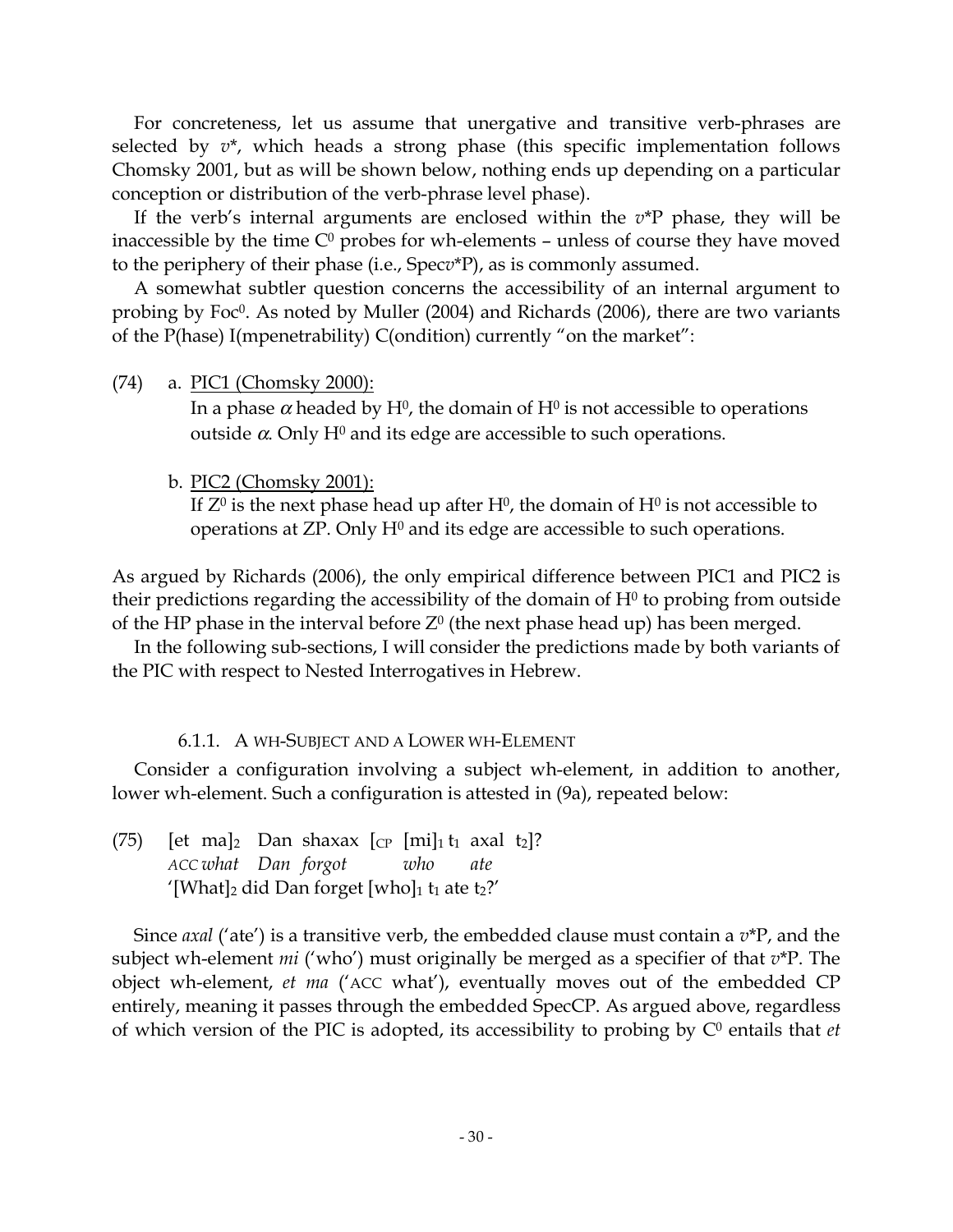For concreteness, let us assume that unergative and transitive verb-phrases are selected by *v*\*, which heads a strong phase (this specific implementation follows Chomsky 2001, but as will be shown below, nothing ends up depending on a particular conception or distribution of the verb-phrase level phase).

If the verb's internal arguments are enclosed within the *v*\*P phase, they will be inaccessible by the time $C^0$ probes for wh-elements – unless of course they have moved to the periphery of their phase (i.e., Spec*v*\*P), as is commonly assumed.

A somewhat subtler question concerns the accessibility of an internal argument to probing by $Foc^0$. As noted by Muller (2004) and Richards (2006), there are two variants of the P(hase) I(mpenetrability) C(ondition) currently "on the market":

(74) a. <u>PIC1 (Chomsky 2000):</u>
In a phase $\alpha$ headed by $H^0$, the domain of $H^0$ is not accessible to operations outside $\alpha$. Only $H^0$ and its edge are accessible to such operations.

b. <u>PIC2 (Chomsky 2001):</u>
If $Z^0$ is the next phase head up after $H^0$, the domain of $H^0$ is not accessible to operations at ZP. Only $H^0$ and its edge are accessible to such operations.

As argued by Richards (2006), the only empirical difference between PIC1 and PIC2 is their predictions regarding the accessibility of the domain of $H^0$ to probing from outside of the HP phase in the interval before $Z^0$ (the next phase head up) has been merged.

In the following sub-sections, I will consider the predictions made by both variants of the PIC with respect to Nested Interrogatives in Hebrew.

### 6.1.1. A WH-SUBJECT AND A LOWER WH-ELEMENT

Consider a configuration involving a subject wh-element, in addition to another, lower wh-element. Such a configuration is attested in (9a), repeated below:

(75) [et ma]$_2$ Dan shaxax [$_{CP}$ [mi]$_1$ t$_1$ axal t$_2$]?
*ACC what Dan forgot who ate*
'[What]$_2$ did Dan forget [who]$_1$ t$_1$ ate t$_2$?'

Since *axal* ('ate') is a transitive verb, the embedded clause must contain a *v*\*P, and the subject wh-element *mi* ('who') must originally be merged as a specifier of that *v*\*P. The object wh-element, *et ma* ('ACC what'), eventually moves out of the embedded CP entirely, meaning it passes through the embedded SpecCP. As argued above, regardless of which version of the PIC is adopted, its accessibility to probing by $C^0$ entails that *et*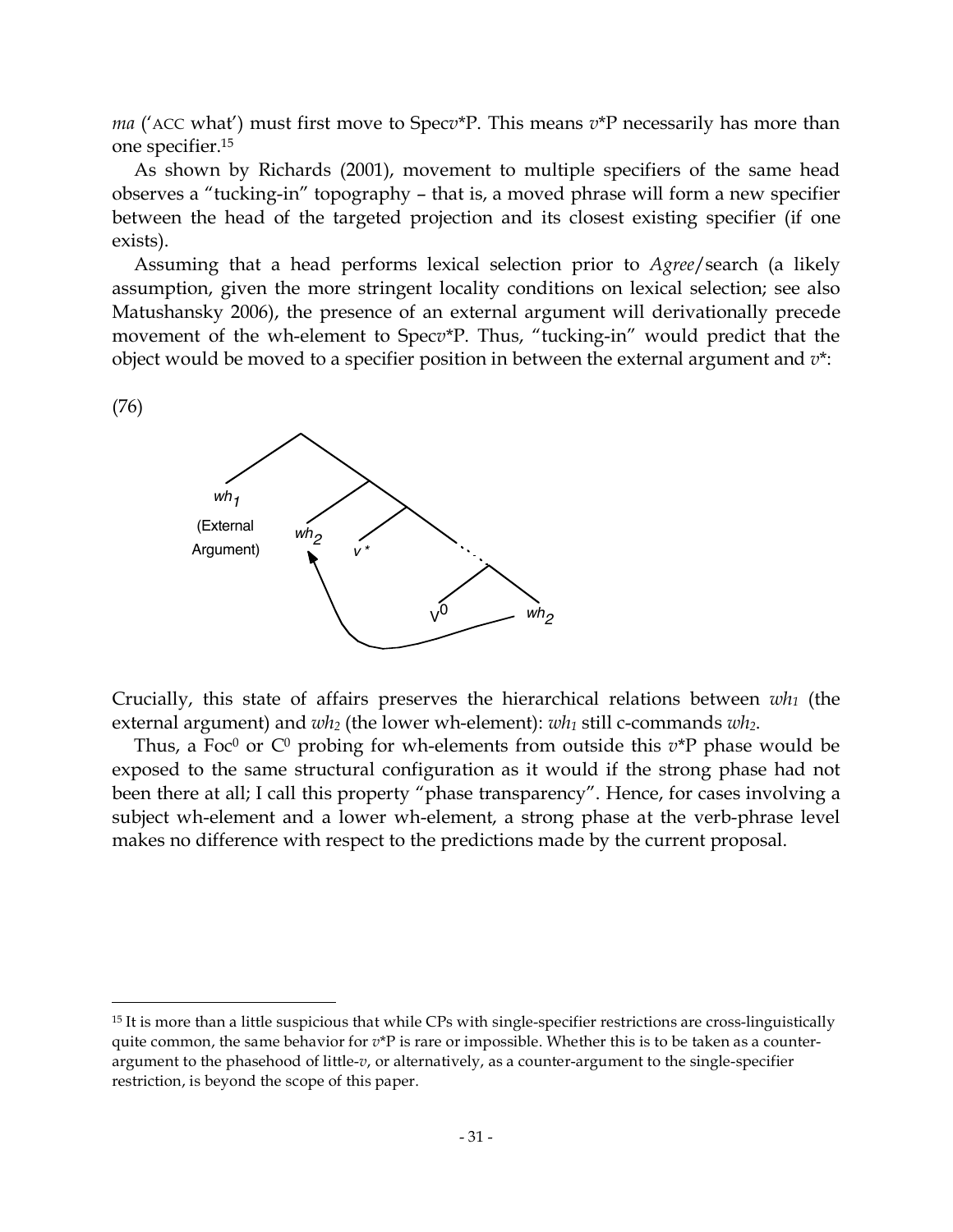*ma* ('ACC what') must first move to Spec$v$*P. This means $v$*P necessarily has more than one specifier.[15]

As shown by Richards (2001), movement to multiple specifiers of the same head observes a "tucking-in" topography – that is, a moved phrase will form a new specifier between the head of the targeted projection and its closest existing specifier (if one exists).

Assuming that a head performs lexical selection prior to *Agree*/search (a likely assumption, given the more stringent locality conditions on lexical selection; see also Matushansky 2006), the presence of an external argument will derivationally precede movement of the wh-element to Spec$v$*P. Thus, "tucking-in" would predict that the object would be moved to a specifier position in between the external argument and $v$*:

(76)

```
        /\
       /  \
   wh1     /\
(External /  \
Argument)wh2  /\
         ^   v*  \
         |        .
         |         /\
         |        /  \
         |      V0    wh2
         |____________|
```

Crucially, this state of affairs preserves the hierarchical relations between $wh_1$ (the external argument) and $wh_2$ (the lower wh-element): $wh_1$ still c-commands $wh_2$.

Thus, a $Foc^0$ or $C^0$ probing for wh-elements from outside this $v$*P phase would be exposed to the same structural configuration as it would if the strong phase had not been there at all; I call this property "phase transparency". Hence, for cases involving a subject wh-element and a lower wh-element, a strong phase at the verb-phrase level makes no difference with respect to the predictions made by the current proposal.

---

[15] It is more than a little suspicious that while CPs with single-specifier restrictions are cross-linguistically quite common, the same behavior for $v$*P is rare or impossible. Whether this is to be taken as a counter-argument to the phasehood of little-$v$, or alternatively, as a counter-argument to the single-specifier restriction, is beyond the scope of this paper.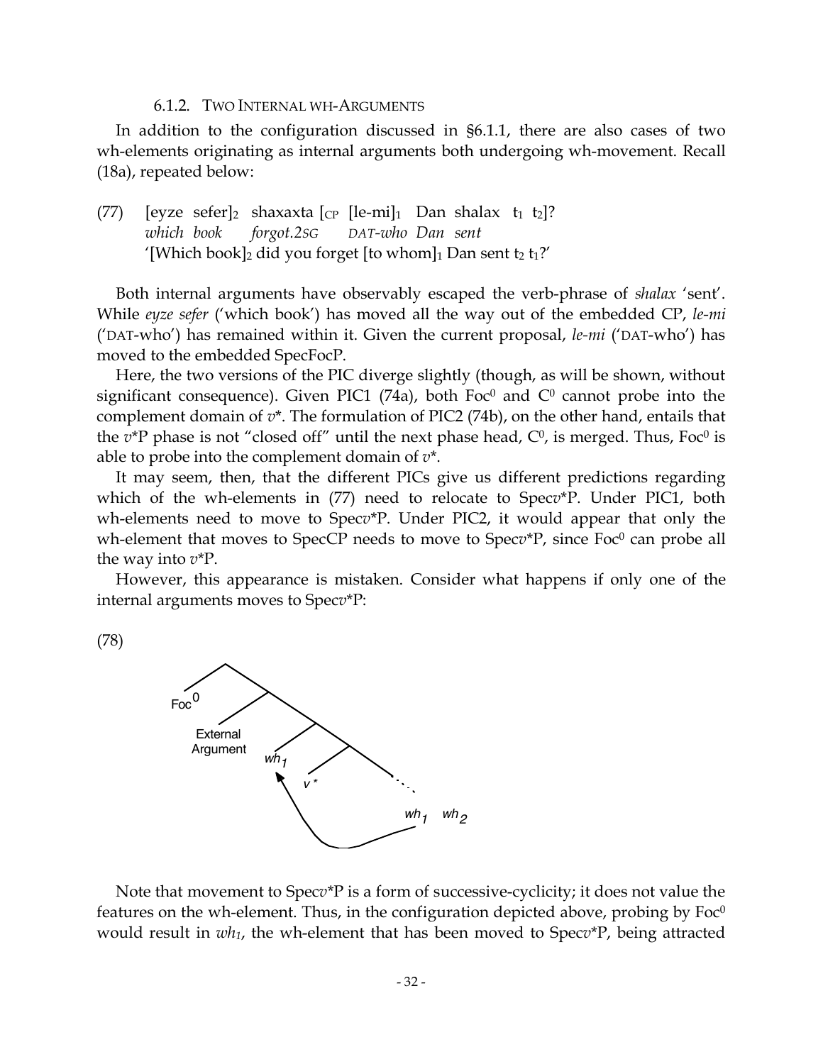### 6.1.2. TWO INTERNAL WH-ARGUMENTS

In addition to the configuration discussed in §6.1.1, there are also cases of two wh-elements originating as internal arguments both undergoing wh-movement. Recall (18a), repeated below:

(77) [eyze sefer]$_2$ shaxaxta [$_{CP}$ [le-mi]$_1$ Dan shalax t$_1$ t$_2$]?
*which book forgot.2SG DAT-who Dan sent*
'[Which book]$_2$ did you forget [to whom]$_1$ Dan sent t$_2$ t$_1$?'

Both internal arguments have observably escaped the verb-phrase of *shalax* 'sent'. While *eyze sefer* ('which book') has moved all the way out of the embedded CP, *le-mi* ('DAT-who') has remained within it. Given the current proposal, *le-mi* ('DAT-who') has moved to the embedded SpecFocP.

Here, the two versions of the PIC diverge slightly (though, as will be shown, without significant consequence). Given PIC1 (74a), both Foc$^0$ and C$^0$ cannot probe into the complement domain of *v*\*. The formulation of PIC2 (74b), on the other hand, entails that the *v*\*P phase is not "closed off" until the next phase head, C$^0$, is merged. Thus, Foc$^0$ is able to probe into the complement domain of *v*\*.

It may seem, then, that the different PICs give us different predictions regarding which of the wh-elements in (77) need to relocate to Spec*v*\*P. Under PIC1, both wh-elements need to move to Spec*v*\*P. Under PIC2, it would appear that only the wh-element that moves to SpecCP needs to move to Spec*v*\*P, since Foc$^0$ can probe all the way into *v*\*P.

However, this appearance is mistaken. Consider what happens if only one of the internal arguments moves to Spec*v*\*P:

(78)

Note that movement to Spec*v*\*P is a form of successive-cyclicity; it does not value the features on the wh-element. Thus, in the configuration depicted above, probing by Foc$^0$ would result in *wh$_1$*, the wh-element that has been moved to Spec*v*\*P, being attracted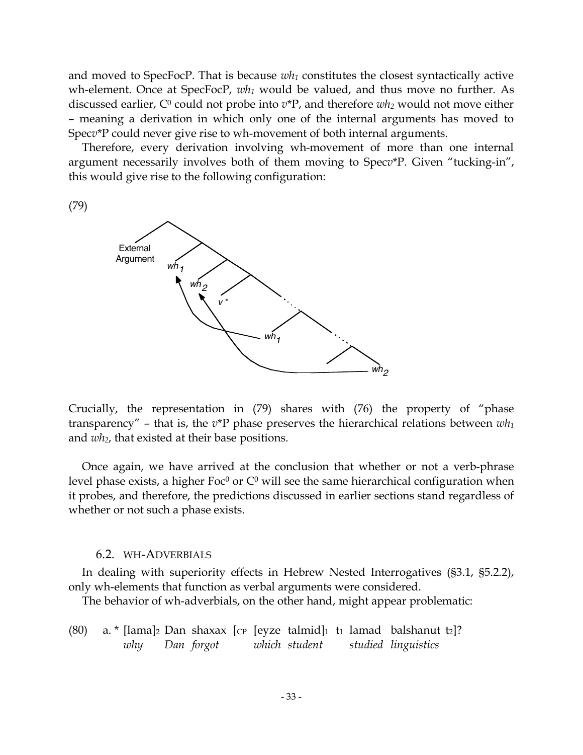and moved to SpecFocP. That is because $wh_1$ constitutes the closest syntactically active wh-element. Once at SpecFocP, $wh_1$ would be valued, and thus move no further. As discussed earlier, $C^0$ could not probe into $v$*P, and therefore $wh_2$ would not move either – meaning a derivation in which only one of the internal arguments has moved to Spec$v$*P could never give rise to wh-movement of both internal arguments.

Therefore, every derivation involving wh-movement of more than one internal argument necessarily involves both of them moving to Spec$v$*P. Given "tucking-in", this would give rise to the following configuration:

(79)

Crucially, the representation in (79) shares with (76) the property of "phase transparency" – that is, the $v$*P phase preserves the hierarchical relations between $wh_1$ and $wh_2$, that existed at their base positions.

Once again, we have arrived at the conclusion that whether or not a verb-phrase level phase exists, a higher $Foc^0$ or $C^0$ will see the same hierarchical configuration when it probes, and therefore, the predictions discussed in earlier sections stand regardless of whether or not such a phase exists.

### 6.2. WH-ADVERBIALS

In dealing with superiority effects in Hebrew Nested Interrogatives (§3.1, §5.2.2), only wh-elements that function as verbal arguments were considered.

The behavior of wh-adverbials, on the other hand, might appear problematic:

(80) a. * [lama]$_2$ Dan shaxax [$_{CP}$ [eyze talmid]$_1$ $t_1$ lamad balshanut $t_2$]?
*why Dan forgot which student studied linguistics*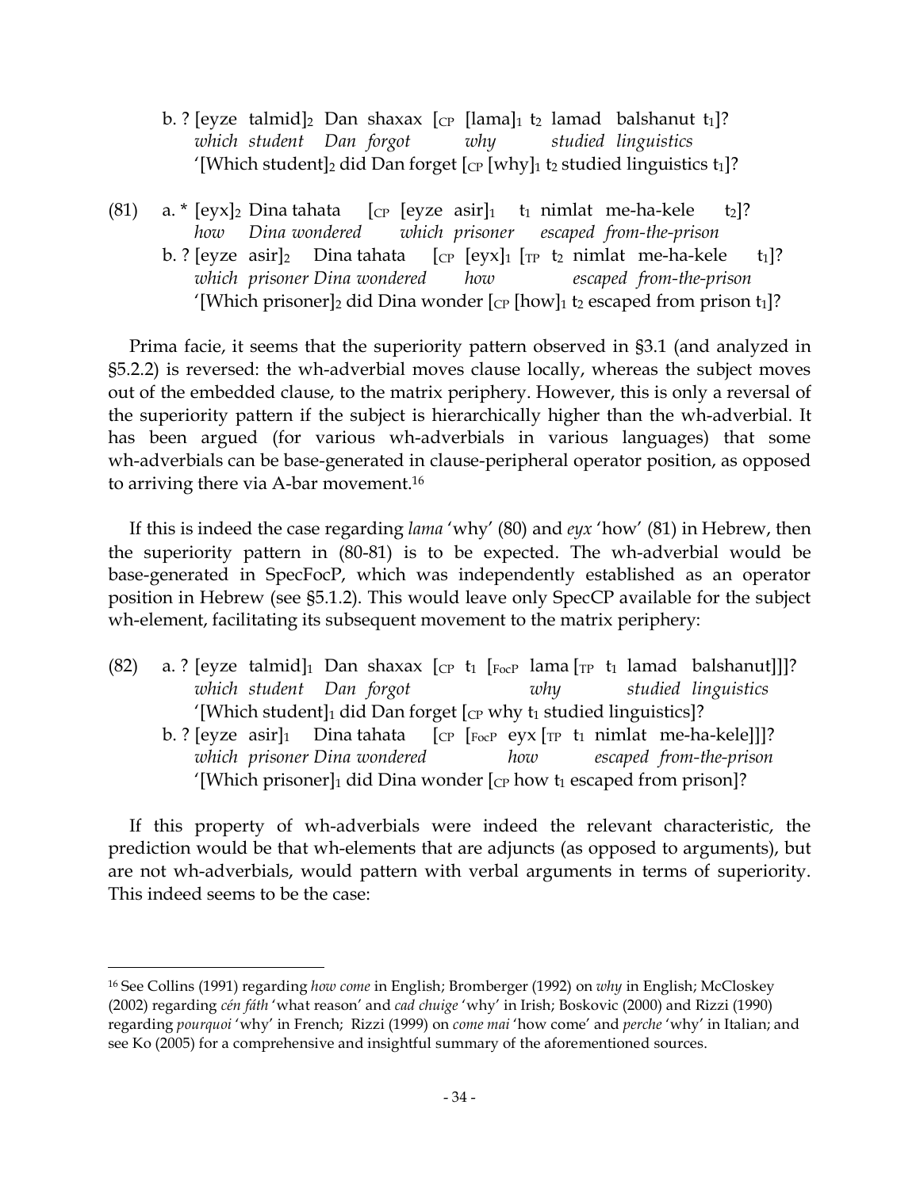b. ? [eyze talmid]$_2$ Dan shaxax [$_{CP}$ [lama]$_1$ t$_2$ lamad balshanut t$_1$]?
*which student Dan forgot why studied linguistics*
'[Which student]$_2$ did Dan forget [$_{CP}$ [why]$_1$ t$_2$ studied linguistics t$_1$]?

(81) a. * [eyx]$_2$ Dina tahata [$_{CP}$ [eyze asir]$_1$ t$_1$ nimlat me-ha-kele t$_2$]?
*how Dina wondered which prisoner escaped from-the-prison*

b. ? [eyze asir]$_2$ Dina tahata [$_{CP}$ [eyx]$_1$ [$_{TP}$ t$_2$ nimlat me-ha-kele t$_1$]?
*which prisoner Dina wondered how escaped from-the-prison*
'[Which prisoner]$_2$ did Dina wonder [$_{CP}$ [how]$_1$ t$_2$ escaped from prison t$_1$]?

Prima facie, it seems that the superiority pattern observed in §3.1 (and analyzed in §5.2.2) is reversed: the wh-adverbial moves clause locally, whereas the subject moves out of the embedded clause, to the matrix periphery. However, this is only a reversal of the superiority pattern if the subject is hierarchically higher than the wh-adverbial. It has been argued (for various wh-adverbials in various languages) that some wh-adverbials can be base-generated in clause-peripheral operator position, as opposed to arriving there via A-bar movement.[16]

If this is indeed the case regarding *lama* 'why' (80) and *eyx* 'how' (81) in Hebrew, then the superiority pattern in (80-81) is to be expected. The wh-adverbial would be base-generated in SpecFocP, which was independently established as an operator position in Hebrew (see §5.1.2). This would leave only SpecCP available for the subject wh-element, facilitating its subsequent movement to the matrix periphery:

(82) a. ? [eyze talmid]$_1$ Dan shaxax [$_{CP}$ t$_1$ [$_{FocP}$ lama [$_{TP}$ t$_1$ lamad balshanut]]]?
*which student Dan forgot why studied linguistics*
'[Which student]$_1$ did Dan forget [$_{CP}$ why t$_1$ studied linguistics]?

b. ? [eyze asir]$_1$ Dina tahata [$_{CP}$ [$_{FocP}$ eyx [$_{TP}$ t$_1$ nimlat me-ha-kele]]]?
*which prisoner Dina wondered how escaped from-the-prison*
'[Which prisoner]$_1$ did Dina wonder [$_{CP}$ how t$_1$ escaped from prison]?

If this property of wh-adverbials were indeed the relevant characteristic, the prediction would be that wh-elements that are adjuncts (as opposed to arguments), but are not wh-adverbials, would pattern with verbal arguments in terms of superiority. This indeed seems to be the case:

---

[16] See Collins (1991) regarding *how come* in English; Bromberger (1992) on *why* in English; McCloskey (2002) regarding *cén fáth* 'what reason' and *cad chuige* 'why' in Irish; Boskovic (2000) and Rizzi (1990) regarding *pourquoi* 'why' in French; Rizzi (1999) on *come mai* 'how come' and *perche* 'why' in Italian; and see Ko (2005) for a comprehensive and insightful summary of the aforementioned sources.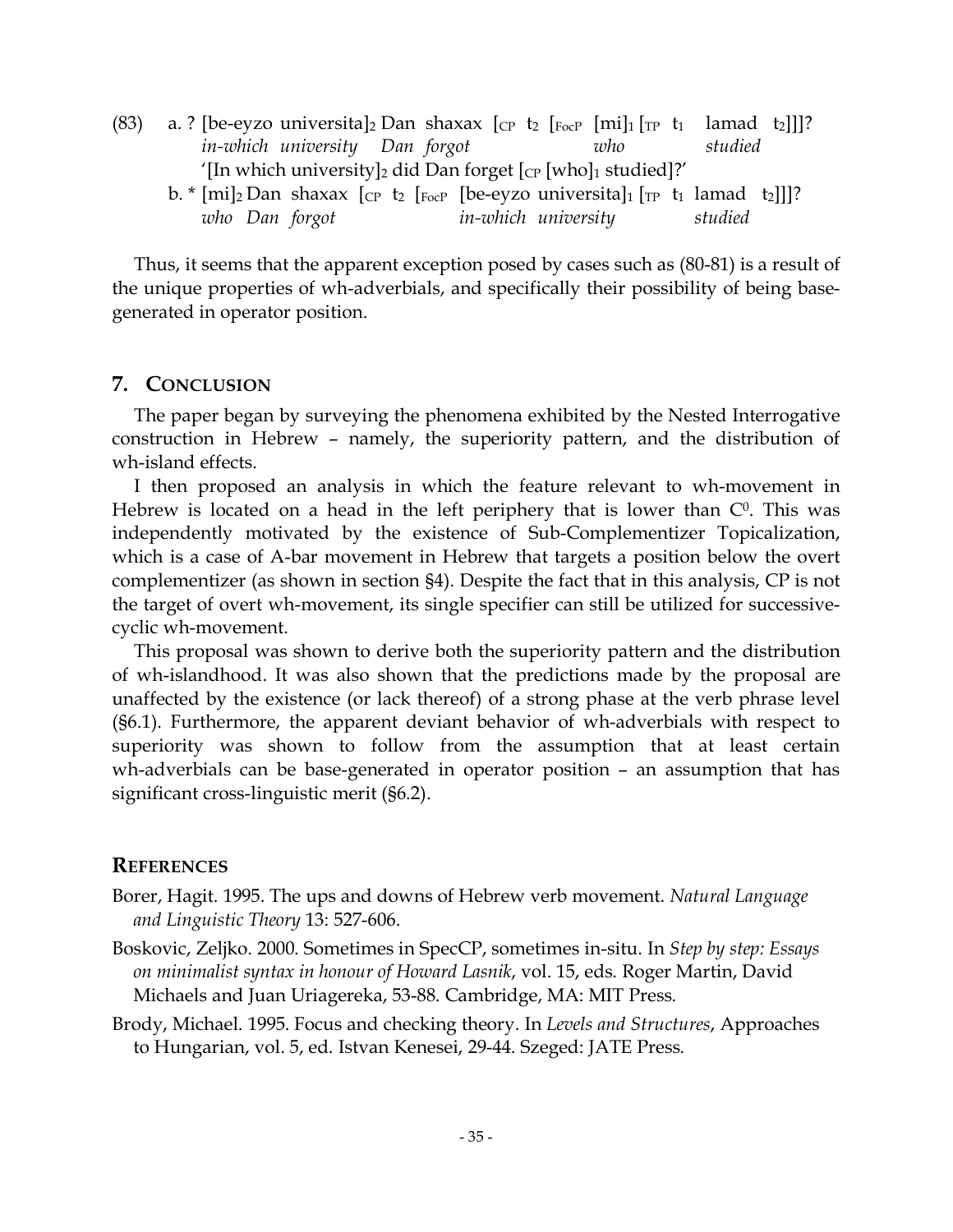(83) a. ? [be-eyzo universita]$_2$ Dan shaxax [$_{CP}$ t$_2$ [$_{FocP}$ [mi]$_1$ [$_{TP}$ t$_1$ lamad t$_2$]]]?
*in-which university Dan forgot who studied*
'[In which university]$_2$ did Dan forget [$_{CP}$ [who]$_1$ studied]?'

b. * [mi]$_2$ Dan shaxax [$_{CP}$ t$_2$ [$_{FocP}$ [be-eyzo universita]$_1$ [$_{TP}$ t$_1$ lamad t$_2$]]]?
*who Dan forgot in-which university studied*

Thus, it seems that the apparent exception posed by cases such as (80-81) is a result of the unique properties of wh-adverbials, and specifically their possibility of being base-generated in operator position.

## 7. CONCLUSION

The paper began by surveying the phenomena exhibited by the Nested Interrogative construction in Hebrew – namely, the superiority pattern, and the distribution of wh-island effects.

I then proposed an analysis in which the feature relevant to wh-movement in Hebrew is located on a head in the left periphery that is lower than $C^0$. This was independently motivated by the existence of Sub-Complementizer Topicalization, which is a case of A-bar movement in Hebrew that targets a position below the overt complementizer (as shown in section §4). Despite the fact that in this analysis, CP is not the target of overt wh-movement, its single specifier can still be utilized for successive-cyclic wh-movement.

This proposal was shown to derive both the superiority pattern and the distribution of wh-islandhood. It was also shown that the predictions made by the proposal are unaffected by the existence (or lack thereof) of a strong phase at the verb phrase level (§6.1). Furthermore, the apparent deviant behavior of wh-adverbials with respect to superiority was shown to follow from the assumption that at least certain wh-adverbials can be base-generated in operator position – an assumption that has significant cross-linguistic merit (§6.2).

## REFERENCES

Borer, Hagit. 1995. The ups and downs of Hebrew verb movement. *Natural Language and Linguistic Theory* 13: 527-606.

Boskovic, Zeljko. 2000. Sometimes in SpecCP, sometimes in-situ. In *Step by step: Essays on minimalist syntax in honour of Howard Lasnik*, vol. 15, eds. Roger Martin, David Michaels and Juan Uriagereka, 53-88. Cambridge, MA: MIT Press.

Brody, Michael. 1995. Focus and checking theory. In *Levels and Structures*, Approaches to Hungarian, vol. 5, ed. Istvan Kenesei, 29-44. Szeged: JATE Press.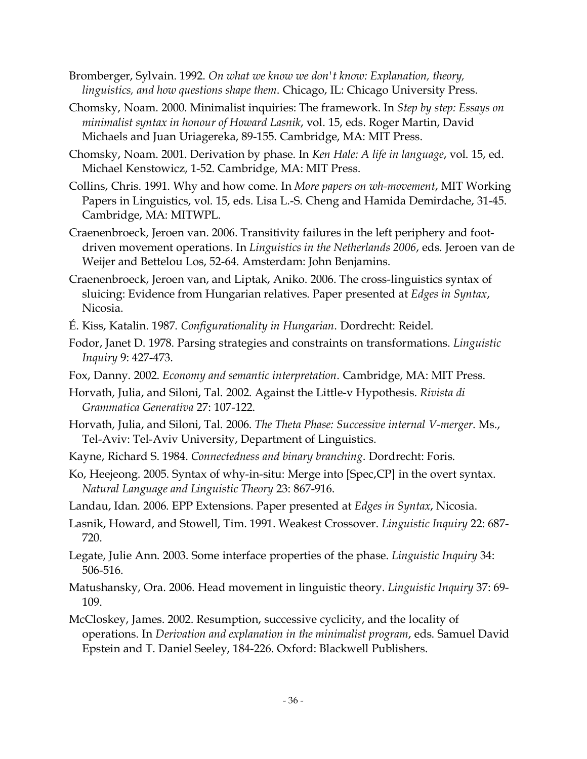Bromberger, Sylvain. 1992. *On what we know we don't know: Explanation, theory, linguistics, and how questions shape them*. Chicago, IL: Chicago University Press.

Chomsky, Noam. 2000. Minimalist inquiries: The framework. In *Step by step: Essays on minimalist syntax in honour of Howard Lasnik*, vol. 15, eds. Roger Martin, David Michaels and Juan Uriagereka, 89-155. Cambridge, MA: MIT Press.

Chomsky, Noam. 2001. Derivation by phase. In *Ken Hale: A life in language*, vol. 15, ed. Michael Kenstowicz, 1-52. Cambridge, MA: MIT Press.

Collins, Chris. 1991. Why and how come. In *More papers on wh-movement*, MIT Working Papers in Linguistics, vol. 15, eds. Lisa L.-S. Cheng and Hamida Demirdache, 31-45. Cambridge, MA: MITWPL.

Craenenbroeck, Jeroen van. 2006. Transitivity failures in the left periphery and foot-driven movement operations. In *Linguistics in the Netherlands 2006*, eds. Jeroen van de Weijer and Bettelou Los, 52-64. Amsterdam: John Benjamins.

Craenenbroeck, Jeroen van, and Liptak, Aniko. 2006. The cross-linguistics syntax of sluicing: Evidence from Hungarian relatives. Paper presented at *Edges in Syntax*, Nicosia.

É. Kiss, Katalin. 1987. *Configurationality in Hungarian*. Dordrecht: Reidel.

Fodor, Janet D. 1978. Parsing strategies and constraints on transformations. *Linguistic Inquiry* 9: 427-473.

Fox, Danny. 2002. *Economy and semantic interpretation*. Cambridge, MA: MIT Press.

Horvath, Julia, and Siloni, Tal. 2002. Against the Little-v Hypothesis. *Rivista di Grammatica Generativa* 27: 107-122.

Horvath, Julia, and Siloni, Tal. 2006. *The Theta Phase: Successive internal V-merger*. Ms., Tel-Aviv: Tel-Aviv University, Department of Linguistics.

Kayne, Richard S. 1984. *Connectedness and binary branching*. Dordrecht: Foris.

Ko, Heejeong. 2005. Syntax of why-in-situ: Merge into [Spec,CP] in the overt syntax. *Natural Language and Linguistic Theory* 23: 867-916.

Landau, Idan. 2006. EPP Extensions. Paper presented at *Edges in Syntax*, Nicosia.

Lasnik, Howard, and Stowell, Tim. 1991. Weakest Crossover. *Linguistic Inquiry* 22: 687-720.

Legate, Julie Ann. 2003. Some interface properties of the phase. *Linguistic Inquiry* 34: 506-516.

Matushansky, Ora. 2006. Head movement in linguistic theory. *Linguistic Inquiry* 37: 69-109.

McCloskey, James. 2002. Resumption, successive cyclicity, and the locality of operations. In *Derivation and explanation in the minimalist program*, eds. Samuel David Epstein and T. Daniel Seeley, 184-226. Oxford: Blackwell Publishers.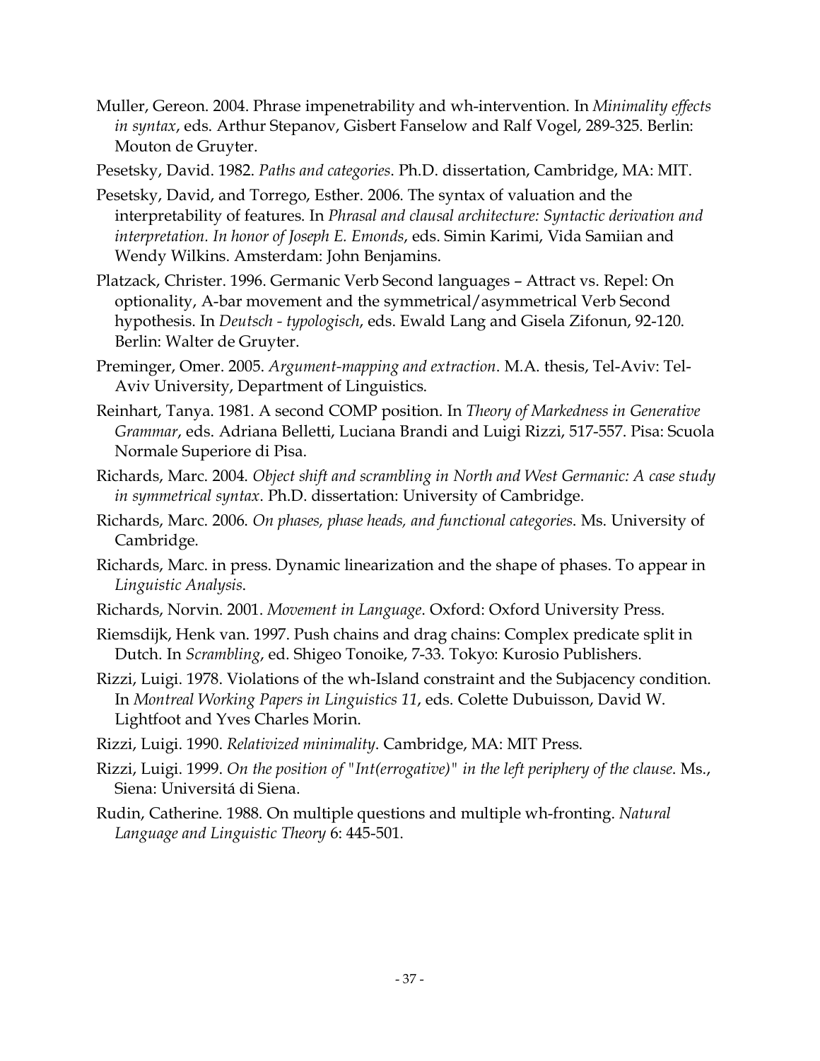Muller, Gereon. 2004. Phrase impenetrability and wh-intervention. In *Minimality effects in syntax*, eds. Arthur Stepanov, Gisbert Fanselow and Ralf Vogel, 289-325. Berlin: Mouton de Gruyter.

Pesetsky, David. 1982. *Paths and categories*. Ph.D. dissertation, Cambridge, MA: MIT.

Pesetsky, David, and Torrego, Esther. 2006. The syntax of valuation and the interpretability of features. In *Phrasal and clausal architecture: Syntactic derivation and interpretation. In honor of Joseph E. Emonds*, eds. Simin Karimi, Vida Samiian and Wendy Wilkins. Amsterdam: John Benjamins.

Platzack, Christer. 1996. Germanic Verb Second languages – Attract vs. Repel: On optionality, A-bar movement and the symmetrical/asymmetrical Verb Second hypothesis. In *Deutsch - typologisch*, eds. Ewald Lang and Gisela Zifonun, 92-120. Berlin: Walter de Gruyter.

Preminger, Omer. 2005. *Argument-mapping and extraction*. M.A. thesis, Tel-Aviv: Tel-Aviv University, Department of Linguistics.

Reinhart, Tanya. 1981. A second COMP position. In *Theory of Markedness in Generative Grammar*, eds. Adriana Belletti, Luciana Brandi and Luigi Rizzi, 517-557. Pisa: Scuola Normale Superiore di Pisa.

Richards, Marc. 2004. *Object shift and scrambling in North and West Germanic: A case study in symmetrical syntax*. Ph.D. dissertation: University of Cambridge.

Richards, Marc. 2006. *On phases, phase heads, and functional categories*. Ms. University of Cambridge.

Richards, Marc. in press. Dynamic linearization and the shape of phases. To appear in *Linguistic Analysis*.

Richards, Norvin. 2001. *Movement in Language*. Oxford: Oxford University Press.

Riemsdijk, Henk van. 1997. Push chains and drag chains: Complex predicate split in Dutch. In *Scrambling*, ed. Shigeo Tonoike, 7-33. Tokyo: Kurosio Publishers.

Rizzi, Luigi. 1978. Violations of the wh-Island constraint and the Subjacency condition. In *Montreal Working Papers in Linguistics 11*, eds. Colette Dubuisson, David W. Lightfoot and Yves Charles Morin.

Rizzi, Luigi. 1990. *Relativized minimality*. Cambridge, MA: MIT Press.

Rizzi, Luigi. 1999. *On the position of "Int(errogative)" in the left periphery of the clause*. Ms., Siena: Universitá di Siena.

Rudin, Catherine. 1988. On multiple questions and multiple wh-fronting. *Natural Language and Linguistic Theory* 6: 445-501.